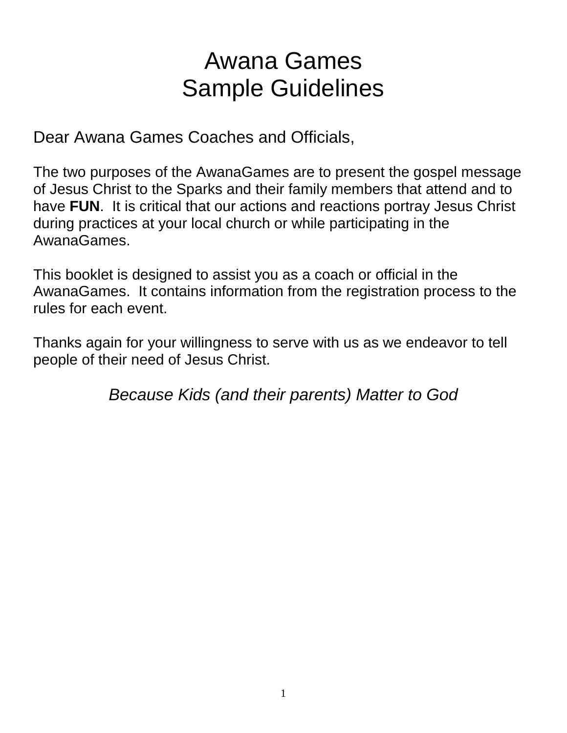# Awana Games
# Sample Guidelines

Dear Awana Games Coaches and Officials,

The two purposes of the AwanaGames are to present the gospel message of Jesus Christ to the Sparks and their family members that attend and to have **FUN**. It is critical that our actions and reactions portray Jesus Christ during practices at your local church or while participating in the AwanaGames.

This booklet is designed to assist you as a coach or official in the AwanaGames. It contains information from the registration process to the rules for each event.

Thanks again for your willingness to serve with us as we endeavor to tell people of their need of Jesus Christ.

*Because Kids (and their parents) Matter to God*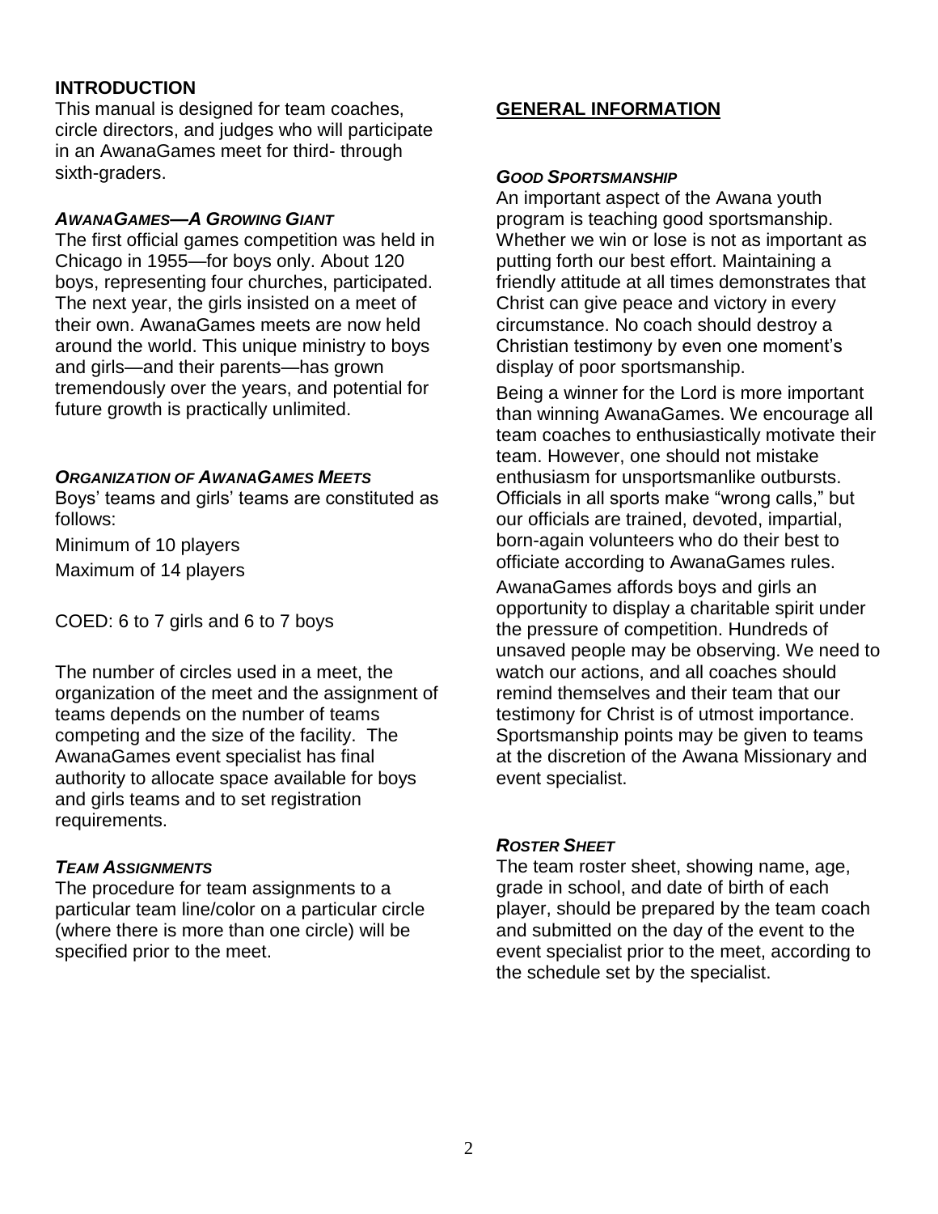## INTRODUCTION

This manual is designed for team coaches, circle directors, and judges who will participate in an AwanaGames meet for third- through sixth-graders.

### *AWANAGAMES—A GROWING GIANT*

The first official games competition was held in Chicago in 1955—for boys only. About 120 boys, representing four churches, participated. The next year, the girls insisted on a meet of their own. AwanaGames meets are now held around the world. This unique ministry to boys and girls—and their parents—has grown tremendously over the years, and potential for future growth is practically unlimited.

### *ORGANIZATION OF AWANAGAMES MEETS*

Boys' teams and girls' teams are constituted as follows:

Minimum of 10 players

Maximum of 14 players

COED: 6 to 7 girls and 6 to 7 boys

The number of circles used in a meet, the organization of the meet and the assignment of teams depends on the number of teams competing and the size of the facility. The AwanaGames event specialist has final authority to allocate space available for boys and girls teams and to set registration requirements.

### *TEAM ASSIGNMENTS*

The procedure for team assignments to a particular team line/color on a particular circle (where there is more than one circle) will be specified prior to the meet.

## GENERAL INFORMATION

### *GOOD SPORTSMANSHIP*

An important aspect of the Awana youth program is teaching good sportsmanship. Whether we win or lose is not as important as putting forth our best effort. Maintaining a friendly attitude at all times demonstrates that Christ can give peace and victory in every circumstance. No coach should destroy a Christian testimony by even one moment's display of poor sportsmanship.

Being a winner for the Lord is more important than winning AwanaGames. We encourage all team coaches to enthusiastically motivate their team. However, one should not mistake enthusiasm for unsportsmanlike outbursts. Officials in all sports make "wrong calls," but our officials are trained, devoted, impartial, born-again volunteers who do their best to officiate according to AwanaGames rules.

AwanaGames affords boys and girls an opportunity to display a charitable spirit under the pressure of competition. Hundreds of unsaved people may be observing. We need to watch our actions, and all coaches should remind themselves and their team that our testimony for Christ is of utmost importance. Sportsmanship points may be given to teams at the discretion of the Awana Missionary and event specialist.

### *ROSTER SHEET*

The team roster sheet, showing name, age, grade in school, and date of birth of each player, should be prepared by the team coach and submitted on the day of the event to the event specialist prior to the meet, according to the schedule set by the specialist.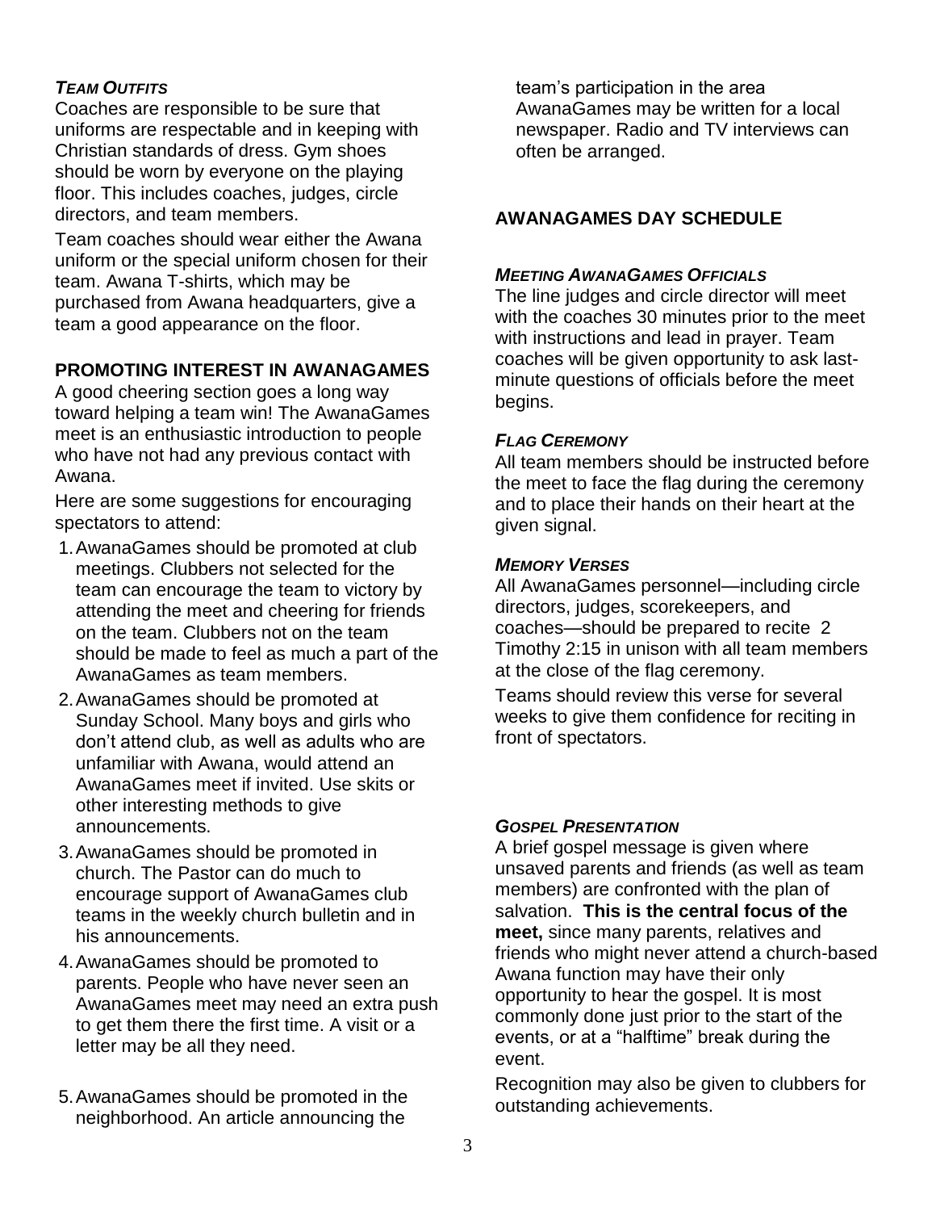### *Team Outfits*

Coaches are responsible to be sure that uniforms are respectable and in keeping with Christian standards of dress. Gym shoes should be worn by everyone on the playing floor. This includes coaches, judges, circle directors, and team members.

Team coaches should wear either the Awana uniform or the special uniform chosen for their team. Awana T-shirts, which may be purchased from Awana headquarters, give a team a good appearance on the floor.

## PROMOTING INTEREST IN AWANAGAMES

A good cheering section goes a long way toward helping a team win! The AwanaGames meet is an enthusiastic introduction to people who have not had any previous contact with Awana.

Here are some suggestions for encouraging spectators to attend:

1. AwanaGames should be promoted at club meetings. Clubbers not selected for the team can encourage the team to victory by attending the meet and cheering for friends on the team. Clubbers not on the team should be made to feel as much a part of the AwanaGames as team members.
2. AwanaGames should be promoted at Sunday School. Many boys and girls who don't attend club, as well as adults who are unfamiliar with Awana, would attend an AwanaGames meet if invited. Use skits or other interesting methods to give announcements.
3. AwanaGames should be promoted in church. The Pastor can do much to encourage support of AwanaGames club teams in the weekly church bulletin and in his announcements.
4. AwanaGames should be promoted to parents. People who have never seen an AwanaGames meet may need an extra push to get them there the first time. A visit or a letter may be all they need.
5. AwanaGames should be promoted in the neighborhood. An article announcing the team's participation in the area AwanaGames may be written for a local newspaper. Radio and TV interviews can often be arranged.

## AWANAGAMES DAY SCHEDULE

### *Meeting AwanaGames Officials*

The line judges and circle director will meet with the coaches 30 minutes prior to the meet with instructions and lead in prayer. Team coaches will be given opportunity to ask last-minute questions of officials before the meet begins.

### *Flag Ceremony*

All team members should be instructed before the meet to face the flag during the ceremony and to place their hands on their heart at the given signal.

### *Memory Verses*

All AwanaGames personnel—including circle directors, judges, scorekeepers, and coaches—should be prepared to recite 2 Timothy 2:15 in unison with all team members at the close of the flag ceremony.

Teams should review this verse for several weeks to give them confidence for reciting in front of spectators.

### *Gospel Presentation*

A brief gospel message is given where unsaved parents and friends (as well as team members) are confronted with the plan of salvation. **This is the central focus of the meet,** since many parents, relatives and friends who might never attend a church-based Awana function may have their only opportunity to hear the gospel. It is most commonly done just prior to the start of the events, or at a "halftime" break during the event.

Recognition may also be given to clubbers for outstanding achievements.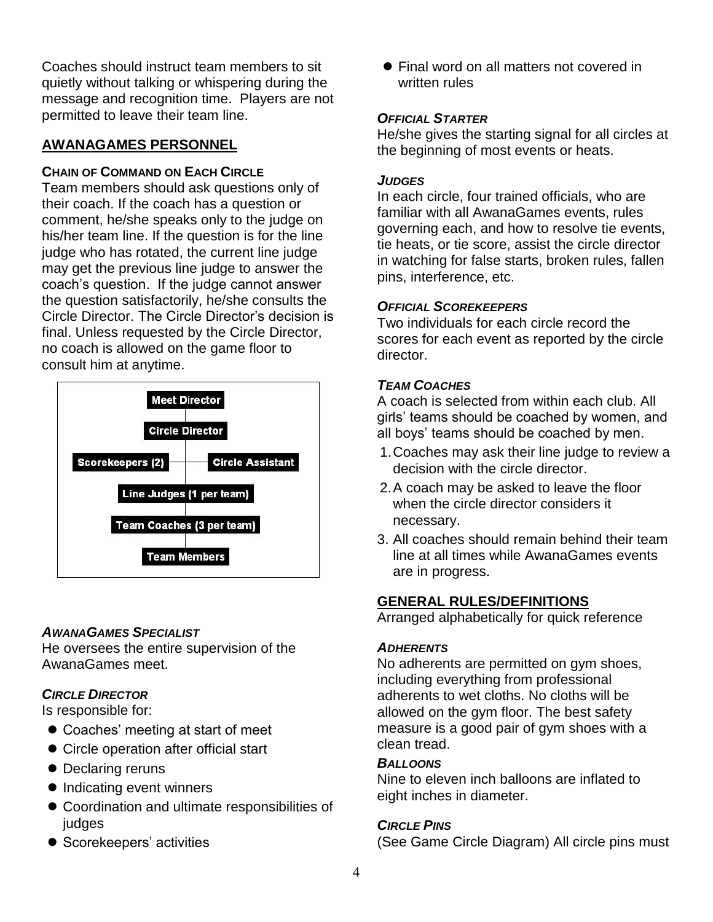Coaches should instruct team members to sit quietly without talking or whispering during the message and recognition time. Players are not permitted to leave their team line.

## AWANAGAMES PERSONNEL

### CHAIN OF COMMAND ON EACH CIRCLE

Team members should ask questions only of their coach. If the coach has a question or comment, he/she speaks only to the judge on his/her team line. If the question is for the line judge who has rotated, the current line judge may get the previous line judge to answer the coach's question. If the judge cannot answer the question satisfactorily, he/she consults the Circle Director. The Circle Director's decision is final. Unless requested by the Circle Director, no coach is allowed on the game floor to consult him at anytime.

- Meet Director
  - Circle Director
    - Scorekeepers (2) — Circle Assistant
      - Line Judges (1 per team)
        - Team Coaches (3 per team)
          - Team Members

### *AWANAGAMES SPECIALIST*

He oversees the entire supervision of the AwanaGames meet.

### *CIRCLE DIRECTOR*

Is responsible for:

- Coaches' meeting at start of meet
- Circle operation after official start
- Declaring reruns
- Indicating event winners
- Coordination and ultimate responsibilities of judges
- Scorekeepers' activities
- Final word on all matters not covered in written rules

### *OFFICIAL STARTER*

He/she gives the starting signal for all circles at the beginning of most events or heats.

### *JUDGES*

In each circle, four trained officials, who are familiar with all AwanaGames events, rules governing each, and how to resolve tie events, tie heats, or tie score, assist the circle director in watching for false starts, broken rules, fallen pins, interference, etc.

### *OFFICIAL SCOREKEEPERS*

Two individuals for each circle record the scores for each event as reported by the circle director.

### *TEAM COACHES*

A coach is selected from within each club. All girls' teams should be coached by women, and all boys' teams should be coached by men.

1. Coaches may ask their line judge to review a decision with the circle director.
2. A coach may be asked to leave the floor when the circle director considers it necessary.
3. All coaches should remain behind their team line at all times while AwanaGames events are in progress.

## GENERAL RULES/DEFINITIONS

Arranged alphabetically for quick reference

### *ADHERENTS*

No adherents are permitted on gym shoes, including everything from professional adherents to wet cloths. No cloths will be allowed on the gym floor. The best safety measure is a good pair of gym shoes with a clean tread.

### *BALLOONS*

Nine to eleven inch balloons are inflated to eight inches in diameter.

### *CIRCLE PINS*

(See Game Circle Diagram) All circle pins must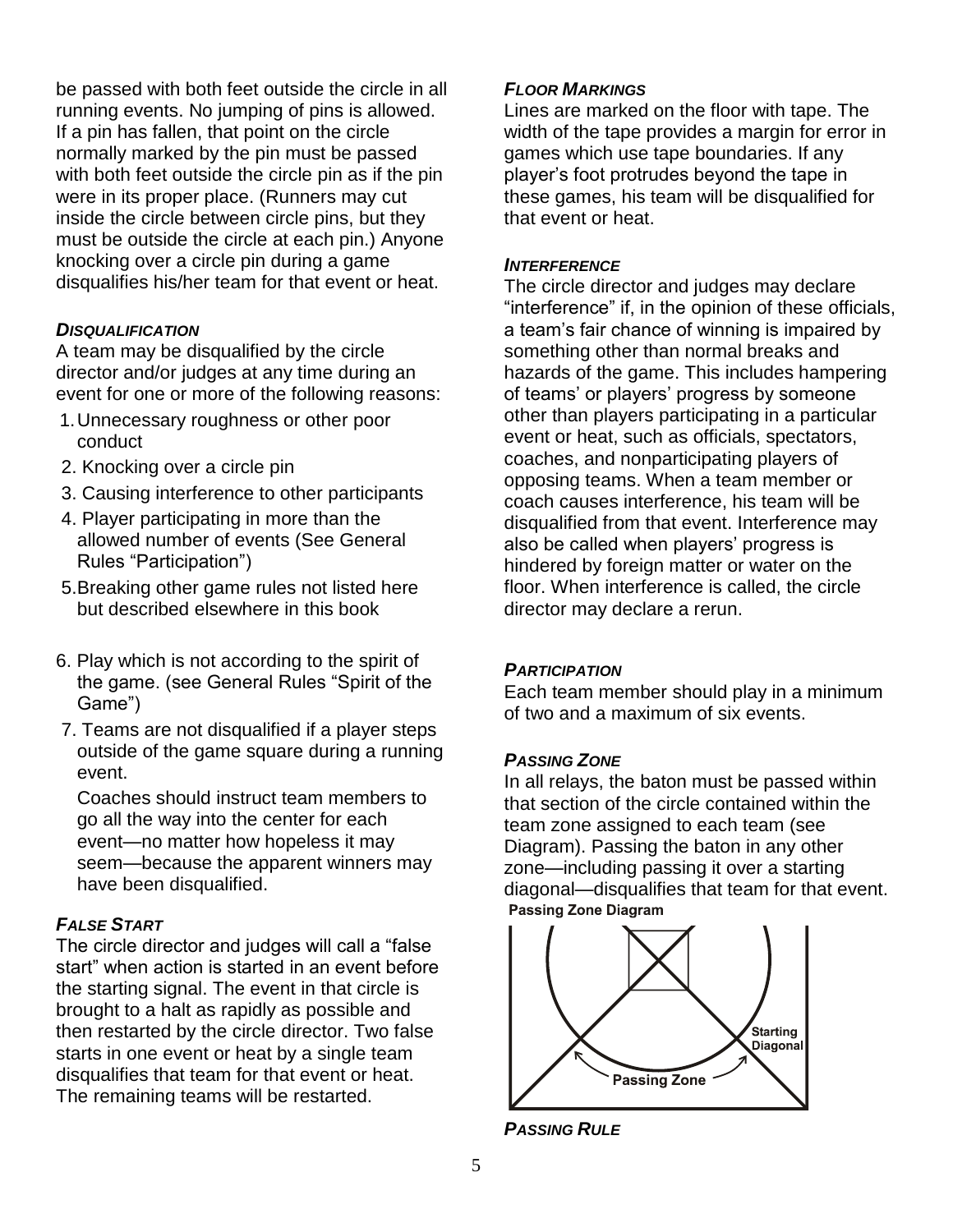be passed with both feet outside the circle in all running events. No jumping of pins is allowed. If a pin has fallen, that point on the circle normally marked by the pin must be passed with both feet outside the circle pin as if the pin were in its proper place. (Runners may cut inside the circle between circle pins, but they must be outside the circle at each pin.) Anyone knocking over a circle pin during a game disqualifies his/her team for that event or heat.

### *DISQUALIFICATION*

A team may be disqualified by the circle director and/or judges at any time during an event for one or more of the following reasons:

1. Unnecessary roughness or other poor conduct
2. Knocking over a circle pin
3. Causing interference to other participants
4. Player participating in more than the allowed number of events (See General Rules "Participation")
5. Breaking other game rules not listed here but described elsewhere in this book
6. Play which is not according to the spirit of the game. (see General Rules "Spirit of the Game")
7. Teams are not disqualified if a player steps outside of the game square during a running event.

   Coaches should instruct team members to go all the way into the center for each event—no matter how hopeless it may seem—because the apparent winners may have been disqualified.

### *FALSE START*

The circle director and judges will call a "false start" when action is started in an event before the starting signal. The event in that circle is brought to a halt as rapidly as possible and then restarted by the circle director. Two false starts in one event or heat by a single team disqualifies that team for that event or heat. The remaining teams will be restarted.

### *FLOOR MARKINGS*

Lines are marked on the floor with tape. The width of the tape provides a margin for error in games which use tape boundaries. If any player's foot protrudes beyond the tape in these games, his team will be disqualified for that event or heat.

### *INTERFERENCE*

The circle director and judges may declare "interference" if, in the opinion of these officials, a team's fair chance of winning is impaired by something other than normal breaks and hazards of the game. This includes hampering of teams' or players' progress by someone other than players participating in a particular event or heat, such as officials, spectators, coaches, and nonparticipating players of opposing teams. When a team member or coach causes interference, his team will be disqualified from that event. Interference may also be called when players' progress is hindered by foreign matter or water on the floor. When interference is called, the circle director may declare a rerun.

### *PARTICIPATION*

Each team member should play in a minimum of two and a maximum of six events.

### *PASSING ZONE*

In all relays, the baton must be passed within that section of the circle contained within the team zone assigned to each team (see Diagram). Passing the baton in any other zone—including passing it over a starting diagonal—disqualifies that team for that event.

**Passing Zone Diagram**

Starting Diagonal

Passing Zone

### *PASSING RULE*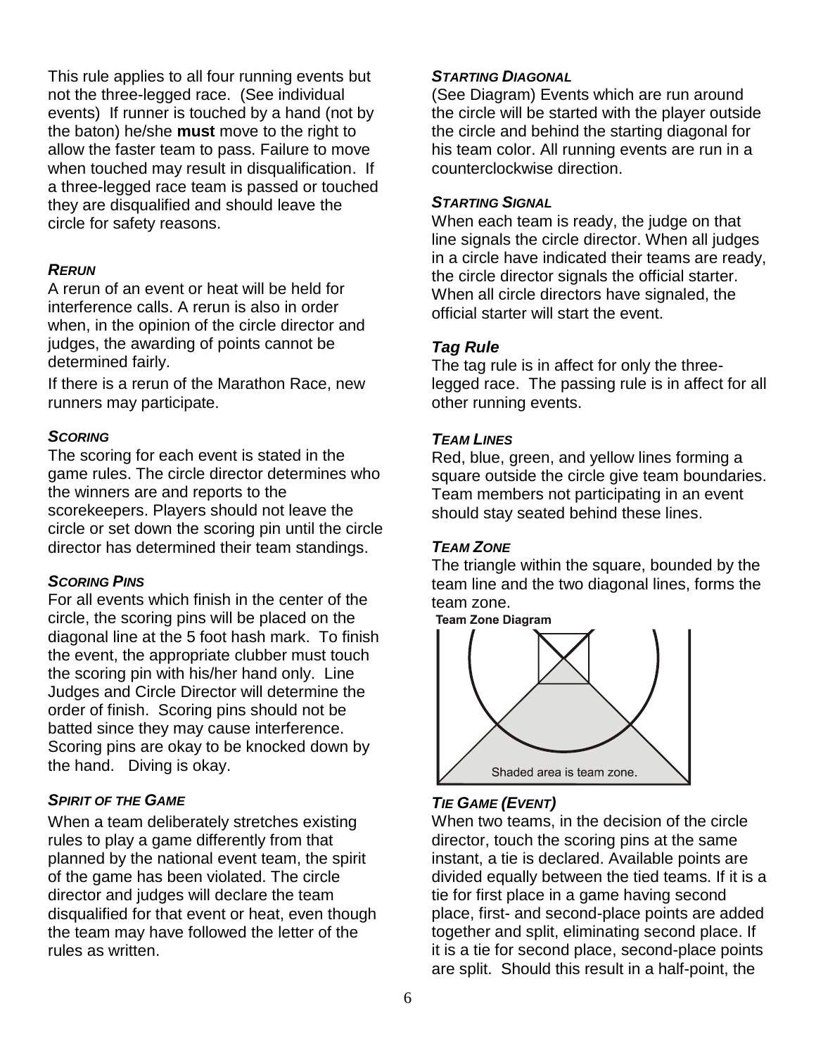This rule applies to all four running events but not the three-legged race. (See individual events) If runner is touched by a hand (not by the baton) he/she **must** move to the right to allow the faster team to pass. Failure to move when touched may result in disqualification. If a three-legged race team is passed or touched they are disqualified and should leave the circle for safety reasons.

### *RERUN*

A rerun of an event or heat will be held for interference calls. A rerun is also in order when, in the opinion of the circle director and judges, the awarding of points cannot be determined fairly.

If there is a rerun of the Marathon Race, new runners may participate.

### *SCORING*

The scoring for each event is stated in the game rules. The circle director determines who the winners are and reports to the scorekeepers. Players should not leave the circle or set down the scoring pin until the circle director has determined their team standings.

### *SCORING PINS*

For all events which finish in the center of the circle, the scoring pins will be placed on the diagonal line at the 5 foot hash mark. To finish the event, the appropriate clubber must touch the scoring pin with his/her hand only. Line Judges and Circle Director will determine the order of finish. Scoring pins should not be batted since they may cause interference. Scoring pins are okay to be knocked down by the hand. Diving is okay.

### *SPIRIT OF THE GAME*

When a team deliberately stretches existing rules to play a game differently from that planned by the national event team, the spirit of the game has been violated. The circle director and judges will declare the team disqualified for that event or heat, even though the team may have followed the letter of the rules as written.

### *STARTING DIAGONAL*

(See Diagram) Events which are run around the circle will be started with the player outside the circle and behind the starting diagonal for his team color. All running events are run in a counterclockwise direction.

### *STARTING SIGNAL*

When each team is ready, the judge on that line signals the circle director. When all judges in a circle have indicated their teams are ready, the circle director signals the official starter. When all circle directors have signaled, the official starter will start the event.

### *Tag Rule*

The tag rule is in affect for only the three-legged race. The passing rule is in affect for all other running events.

### *TEAM LINES*

Red, blue, green, and yellow lines forming a square outside the circle give team boundaries. Team members not participating in an event should stay seated behind these lines.

### *TEAM ZONE*

The triangle within the square, bounded by the team line and the two diagonal lines, forms the team zone.

**Team Zone Diagram**

Shaded area is team zone.

### *TIE GAME (EVENT)*

When two teams, in the decision of the circle director, touch the scoring pins at the same instant, a tie is declared. Available points are divided equally between the tied teams. If it is a tie for first place in a game having second place, first- and second-place points are added together and split, eliminating second place. If it is a tie for second place, second-place points are split. Should this result in a half-point, the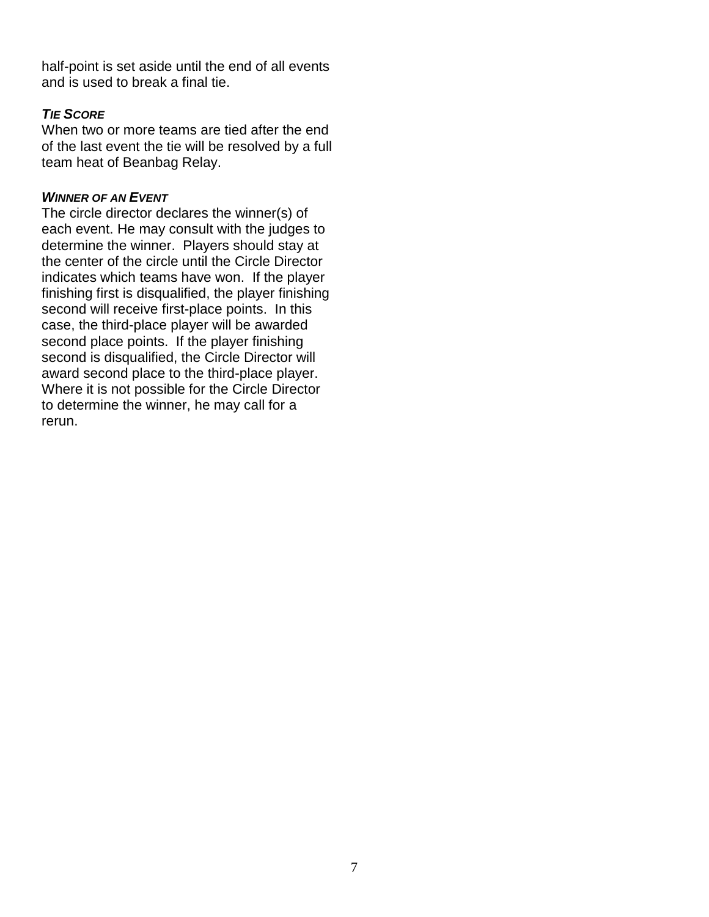half-point is set aside until the end of all events and is used to break a final tie.

***TIE SCORE***

When two or more teams are tied after the end of the last event the tie will be resolved by a full team heat of Beanbag Relay.

***WINNER OF AN EVENT***

The circle director declares the winner(s) of each event. He may consult with the judges to determine the winner. Players should stay at the center of the circle until the Circle Director indicates which teams have won. If the player finishing first is disqualified, the player finishing second will receive first-place points. In this case, the third-place player will be awarded second place points. If the player finishing second is disqualified, the Circle Director will award second place to the third-place player. Where it is not possible for the Circle Director to determine the winner, he may call for a rerun.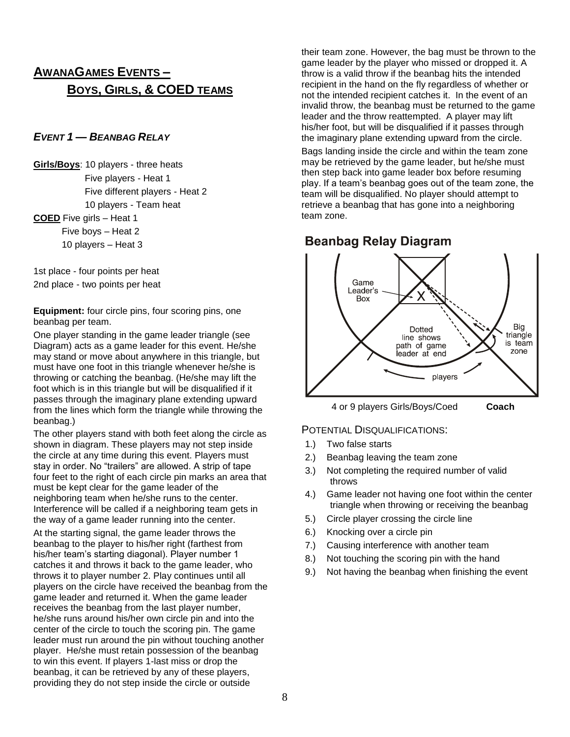## AWANAGAMES EVENTS – BOYS, GIRLS, & COED TEAMS

### *EVENT 1 — BEANBAG RELAY*

**Girls/Boys**: 10 players - three heats
Five players - Heat 1
Five different players - Heat 2
10 players - Team heat

**COED** Five girls – Heat 1
Five boys – Heat 2
10 players – Heat 3

1st place - four points per heat
2nd place - two points per heat

**Equipment:** four circle pins, four scoring pins, one beanbag per team.

One player standing in the game leader triangle (see Diagram) acts as a game leader for this event. He/she may stand or move about anywhere in this triangle, but must have one foot in this triangle whenever he/she is throwing or catching the beanbag. (He/she may lift the foot which is in this triangle but will be disqualified if it passes through the imaginary plane extending upward from the lines which form the triangle while throwing the beanbag.)

The other players stand with both feet along the circle as shown in diagram. These players may not step inside the circle at any time during this event. Players must stay in order. No "trailers" are allowed. A strip of tape four feet to the right of each circle pin marks an area that must be kept clear for the game leader of the neighboring team when he/she runs to the center. Interference will be called if a neighboring team gets in the way of a game leader running into the center.

At the starting signal, the game leader throws the beanbag to the player to his/her right (farthest from his/her team's starting diagonal). Player number 1 catches it and throws it back to the game leader, who throws it to player number 2. Play continues until all players on the circle have received the beanbag from the game leader and returned it. When the game leader receives the beanbag from the last player number, he/she runs around his/her own circle pin and into the center of the circle to touch the scoring pin. The game leader must run around the pin without touching another player. He/she must retain possession of the beanbag to win this event. If players 1-last miss or drop the beanbag, it can be retrieved by any of these players, providing they do not step inside the circle or outside their team zone. However, the bag must be thrown to the game leader by the player who missed or dropped it. A throw is a valid throw if the beanbag hits the intended recipient in the hand on the fly regardless of whether or not the intended recipient catches it. In the event of an invalid throw, the beanbag must be returned to the game leader and the throw reattempted. A player may lift his/her foot, but will be disqualified if it passes through the imaginary plane extending upward from the circle.

Bags landing inside the circle and within the team zone may be retrieved by the game leader, but he/she must then step back into game leader box before resuming play. If a team's beanbag goes out of the team zone, the team will be disqualified. No player should attempt to retrieve a beanbag that has gone into a neighboring team zone.

**Beanbag Relay Diagram**

Game Leader's Box — X — Dotted line shows path of game leader at end — Big triangle is team zone — players

4 or 9 players Girls/Boys/Coed **Coach**

POTENTIAL DISQUALIFICATIONS:

1.) Two false starts
2.) Beanbag leaving the team zone
3.) Not completing the required number of valid throws
4.) Game leader not having one foot within the center triangle when throwing or receiving the beanbag
5.) Circle player crossing the circle line
6.) Knocking over a circle pin
7.) Causing interference with another team
8.) Not touching the scoring pin with the hand
9.) Not having the beanbag when finishing the event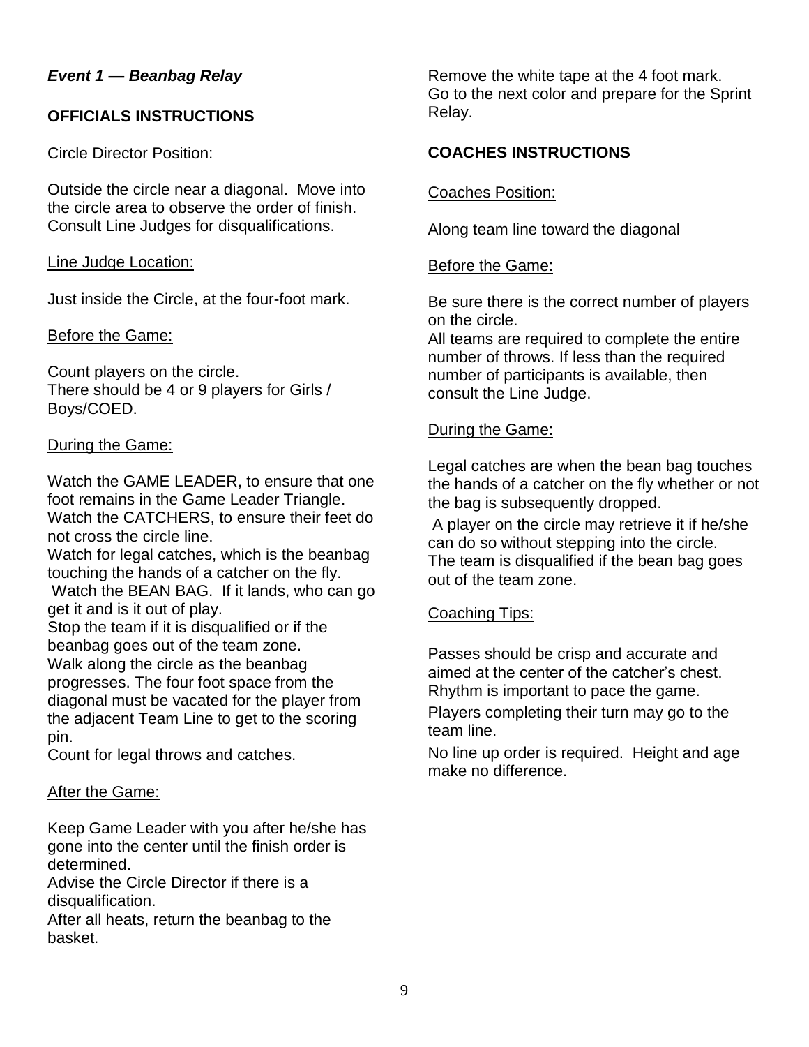### *Event 1 — Beanbag Relay*

## OFFICIALS INSTRUCTIONS

Circle Director Position:

Outside the circle near a diagonal. Move into the circle area to observe the order of finish. Consult Line Judges for disqualifications.

Line Judge Location:

Just inside the Circle, at the four-foot mark.

Before the Game:

Count players on the circle.
There should be 4 or 9 players for Girls / Boys/COED.

During the Game:

Watch the GAME LEADER, to ensure that one foot remains in the Game Leader Triangle.
Watch the CATCHERS, to ensure their feet do not cross the circle line.
Watch for legal catches, which is the beanbag touching the hands of a catcher on the fly.
Watch the BEAN BAG. If it lands, who can go get it and is it out of play.
Stop the team if it is disqualified or if the beanbag goes out of the team zone.
Walk along the circle as the beanbag progresses. The four foot space from the diagonal must be vacated for the player from the adjacent Team Line to get to the scoring pin.
Count for legal throws and catches.

After the Game:

Keep Game Leader with you after he/she has gone into the center until the finish order is determined.
Advise the Circle Director if there is a disqualification.
After all heats, return the beanbag to the basket.
Remove the white tape at the 4 foot mark.
Go to the next color and prepare for the Sprint Relay.

## COACHES INSTRUCTIONS

Coaches Position:

Along team line toward the diagonal

Before the Game:

Be sure there is the correct number of players on the circle.
All teams are required to complete the entire number of throws. If less than the required number of participants is available, then consult the Line Judge.

During the Game:

Legal catches are when the bean bag touches the hands of a catcher on the fly whether or not the bag is subsequently dropped.

A player on the circle may retrieve it if he/she can do so without stepping into the circle.
The team is disqualified if the bean bag goes out of the team zone.

Coaching Tips:

Passes should be crisp and accurate and aimed at the center of the catcher's chest.
Rhythm is important to pace the game.

Players completing their turn may go to the team line.

No line up order is required. Height and age make no difference.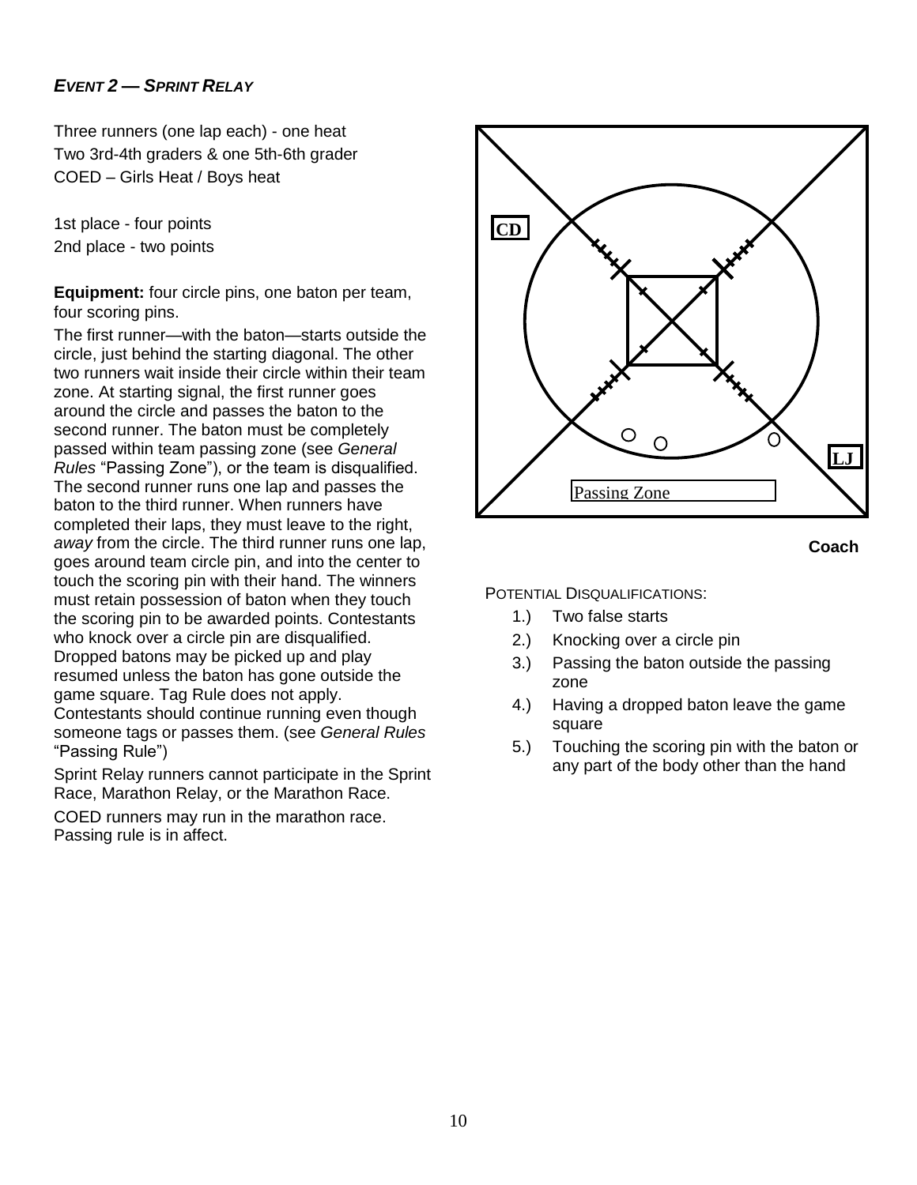***EVENT 2 — SPRINT RELAY***

Three runners (one lap each) - one heat
Two 3rd-4th graders & one 5th-6th grader
COED – Girls Heat / Boys heat

1st place - four points
2nd place - two points

**Equipment:** four circle pins, one baton per team, four scoring pins.

The first runner—with the baton—starts outside the circle, just behind the starting diagonal. The other two runners wait inside their circle within their team zone. At starting signal, the first runner goes around the circle and passes the baton to the second runner. The baton must be completely passed within team passing zone (see *General Rules* "Passing Zone"), or the team is disqualified. The second runner runs one lap and passes the baton to the third runner. When runners have completed their laps, they must leave to the right, *away* from the circle. The third runner runs one lap, goes around team circle pin, and into the center to touch the scoring pin with their hand. The winners must retain possession of baton when they touch the scoring pin to be awarded points. Contestants who knock over a circle pin are disqualified. Dropped batons may be picked up and play resumed unless the baton has gone outside the game square. Tag Rule does not apply. Contestants should continue running even though someone tags or passes them. (see *General Rules* "Passing Rule")

Sprint Relay runners cannot participate in the Sprint Race, Marathon Relay, or the Marathon Race.

COED runners may run in the marathon race. Passing rule is in affect.

CD

LJ

Passing Zone

**Coach**

POTENTIAL DISQUALIFICATIONS:

1.) Two false starts
2.) Knocking over a circle pin
3.) Passing the baton outside the passing zone
4.) Having a dropped baton leave the game square
5.) Touching the scoring pin with the baton or any part of the body other than the hand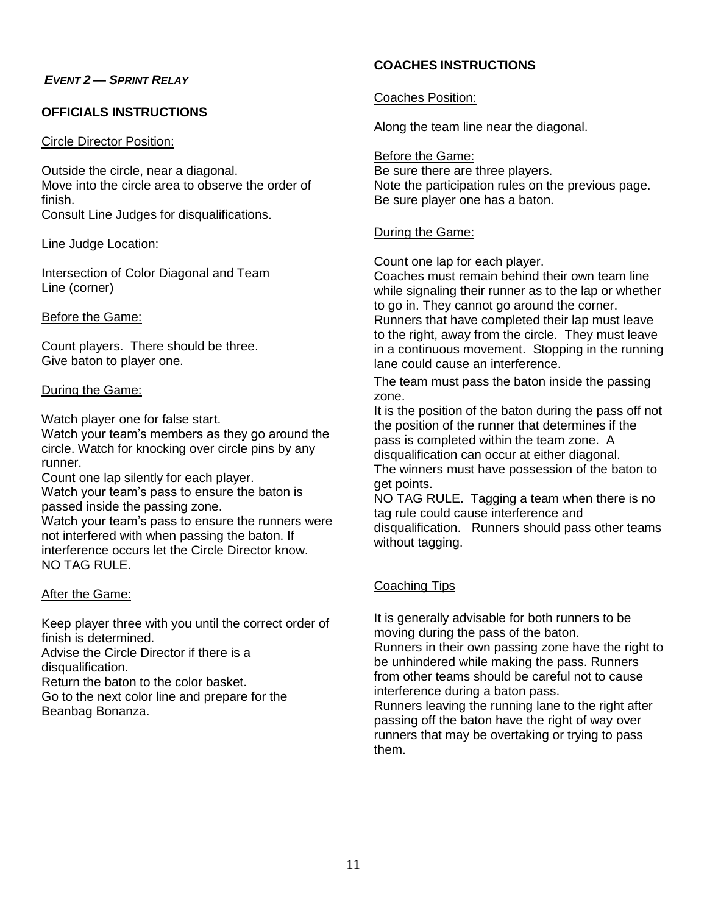***EVENT 2 — SPRINT RELAY***

## OFFICIALS INSTRUCTIONS

Circle Director Position:

Outside the circle, near a diagonal.
Move into the circle area to observe the order of finish.
Consult Line Judges for disqualifications.

Line Judge Location:

Intersection of Color Diagonal and Team Line (corner)

Before the Game:

Count players. There should be three.
Give baton to player one.

During the Game:

Watch player one for false start.
Watch your team's members as they go around the circle. Watch for knocking over circle pins by any runner.
Count one lap silently for each player.
Watch your team's pass to ensure the baton is passed inside the passing zone.
Watch your team's pass to ensure the runners were not interfered with when passing the baton. If interference occurs let the Circle Director know.
NO TAG RULE.

After the Game:

Keep player three with you until the correct order of finish is determined.
Advise the Circle Director if there is a disqualification.
Return the baton to the color basket.
Go to the next color line and prepare for the Beanbag Bonanza.

## COACHES INSTRUCTIONS

Coaches Position:

Along the team line near the diagonal.

Before the Game:
Be sure there are three players.
Note the participation rules on the previous page.
Be sure player one has a baton.

During the Game:

Count one lap for each player.
Coaches must remain behind their own team line while signaling their runner as to the lap or whether to go in. They cannot go around the corner.
Runners that have completed their lap must leave to the right, away from the circle. They must leave in a continuous movement. Stopping in the running lane could cause an interference.

The team must pass the baton inside the passing zone.
It is the position of the baton during the pass off not the position of the runner that determines if the pass is completed within the team zone. A disqualification can occur at either diagonal.
The winners must have possession of the baton to get points.
NO TAG RULE. Tagging a team when there is no tag rule could cause interference and disqualification. Runners should pass other teams without tagging.

Coaching Tips

It is generally advisable for both runners to be moving during the pass of the baton.
Runners in their own passing zone have the right to be unhindered while making the pass. Runners from other teams should be careful not to cause interference during a baton pass.
Runners leaving the running lane to the right after passing off the baton have the right of way over runners that may be overtaking or trying to pass them.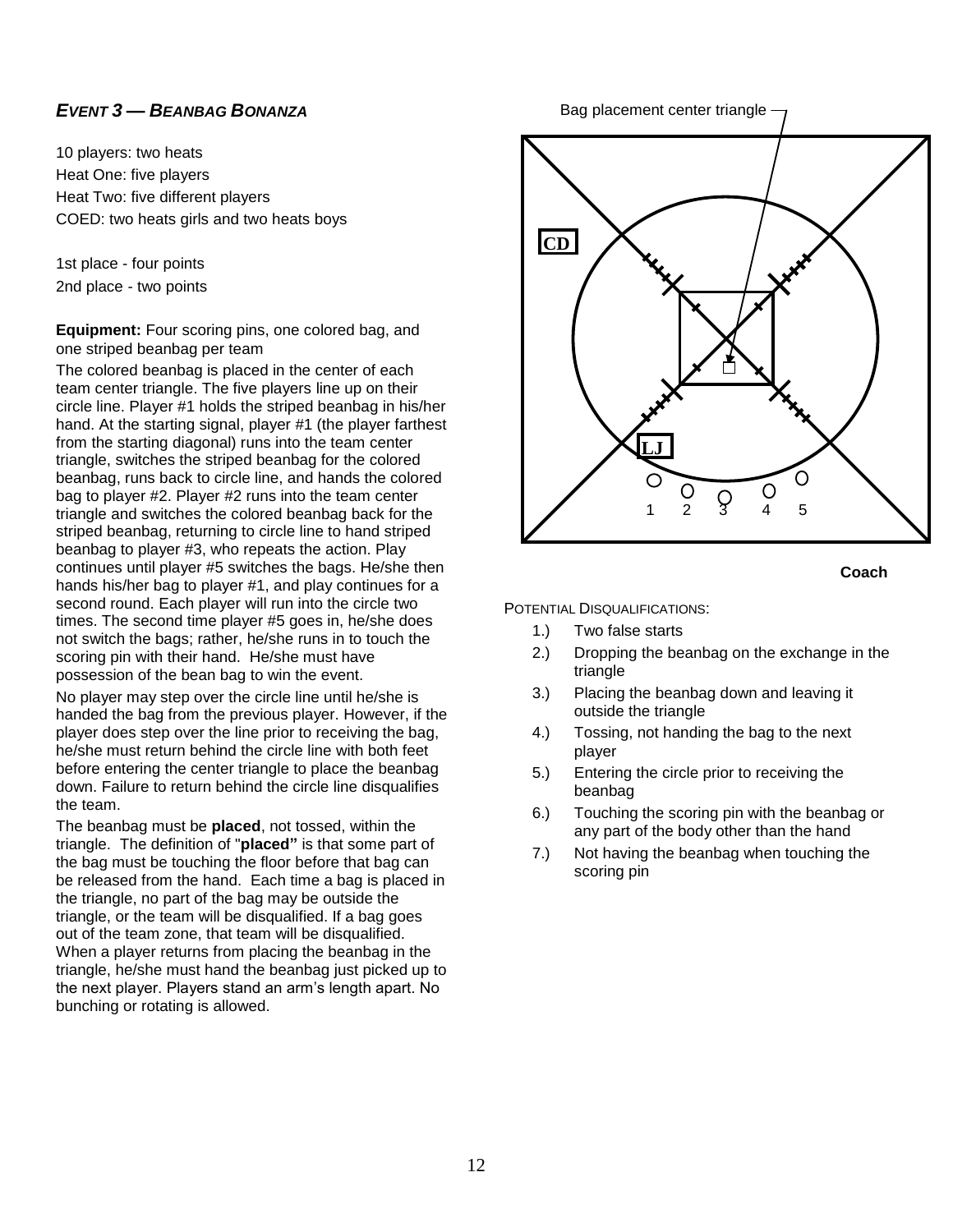## *EVENT 3 — BEANBAG BONANZA*

10 players: two heats
Heat One: five players
Heat Two: five different players
COED: two heats girls and two heats boys

1st place - four points
2nd place - two points

**Equipment:** Four scoring pins, one colored bag, and one striped beanbag per team

The colored beanbag is placed in the center of each team center triangle. The five players line up on their circle line. Player #1 holds the striped beanbag in his/her hand. At the starting signal, player #1 (the player farthest from the starting diagonal) runs into the team center triangle, switches the striped beanbag for the colored beanbag, runs back to circle line, and hands the colored bag to player #2. Player #2 runs into the team center triangle and switches the colored beanbag back for the striped beanbag, returning to circle line to hand striped beanbag to player #3, who repeats the action. Play continues until player #5 switches the bags. He/she then hands his/her bag to player #1, and play continues for a second round. Each player will run into the circle two times. The second time player #5 goes in, he/she does not switch the bags; rather, he/she runs in to touch the scoring pin with their hand. He/she must have possession of the bean bag to win the event.

No player may step over the circle line until he/she is handed the bag from the previous player. However, if the player does step over the line prior to receiving the bag, he/she must return behind the circle line with both feet before entering the center triangle to place the beanbag down. Failure to return behind the circle line disqualifies the team.

The beanbag must be **placed**, not tossed, within the triangle. The definition of "**placed"** is that some part of the bag must be touching the floor before that bag can be released from the hand. Each time a bag is placed in the triangle, no part of the bag may be outside the triangle, or the team will be disqualified. If a bag goes out of the team zone, that team will be disqualified. When a player returns from placing the beanbag in the triangle, he/she must hand the beanbag just picked up to the next player. Players stand an arm's length apart. No bunching or rotating is allowed.

Bag placement center triangle

CD

LJ

1 2 3 4 5

**Coach**

POTENTIAL DISQUALIFICATIONS:

1.) Two false starts
2.) Dropping the beanbag on the exchange in the triangle
3.) Placing the beanbag down and leaving it outside the triangle
4.) Tossing, not handing the bag to the next player
5.) Entering the circle prior to receiving the beanbag
6.) Touching the scoring pin with the beanbag or any part of the body other than the hand
7.) Not having the beanbag when touching the scoring pin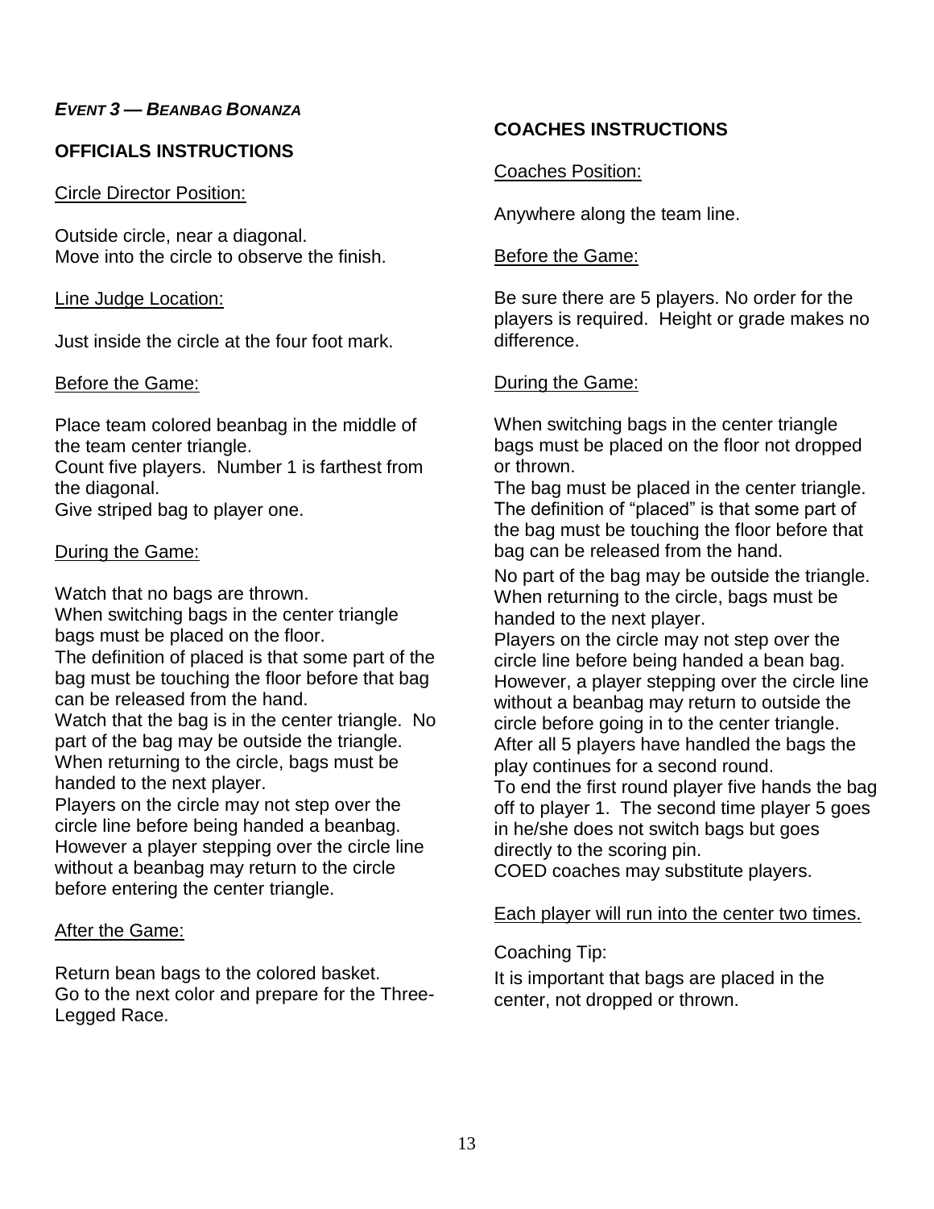***Event 3 — Beanbag Bonanza***

## OFFICIALS INSTRUCTIONS

Circle Director Position:

Outside circle, near a diagonal.
Move into the circle to observe the finish.

Line Judge Location:

Just inside the circle at the four foot mark.

Before the Game:

Place team colored beanbag in the middle of the team center triangle.
Count five players. Number 1 is farthest from the diagonal.
Give striped bag to player one.

During the Game:

Watch that no bags are thrown.
When switching bags in the center triangle bags must be placed on the floor.
The definition of placed is that some part of the bag must be touching the floor before that bag can be released from the hand.
Watch that the bag is in the center triangle. No part of the bag may be outside the triangle.
When returning to the circle, bags must be handed to the next player.
Players on the circle may not step over the circle line before being handed a beanbag.
However a player stepping over the circle line without a beanbag may return to the circle before entering the center triangle.

After the Game:

Return bean bags to the colored basket.
Go to the next color and prepare for the Three-Legged Race.

## COACHES INSTRUCTIONS

Coaches Position:

Anywhere along the team line.

Before the Game:

Be sure there are 5 players. No order for the players is required. Height or grade makes no difference.

During the Game:

When switching bags in the center triangle bags must be placed on the floor not dropped or thrown.
The bag must be placed in the center triangle. The definition of "placed" is that some part of the bag must be touching the floor before that bag can be released from the hand.
No part of the bag may be outside the triangle.
When returning to the circle, bags must be handed to the next player.
Players on the circle may not step over the circle line before being handed a bean bag. However, a player stepping over the circle line without a beanbag may return to outside the circle before going in to the center triangle.
After all 5 players have handled the bags the play continues for a second round.
To end the first round player five hands the bag off to player 1. The second time player 5 goes in he/she does not switch bags but goes directly to the scoring pin.
COED coaches may substitute players.

Each player will run into the center two times.

Coaching Tip:

It is important that bags are placed in the center, not dropped or thrown.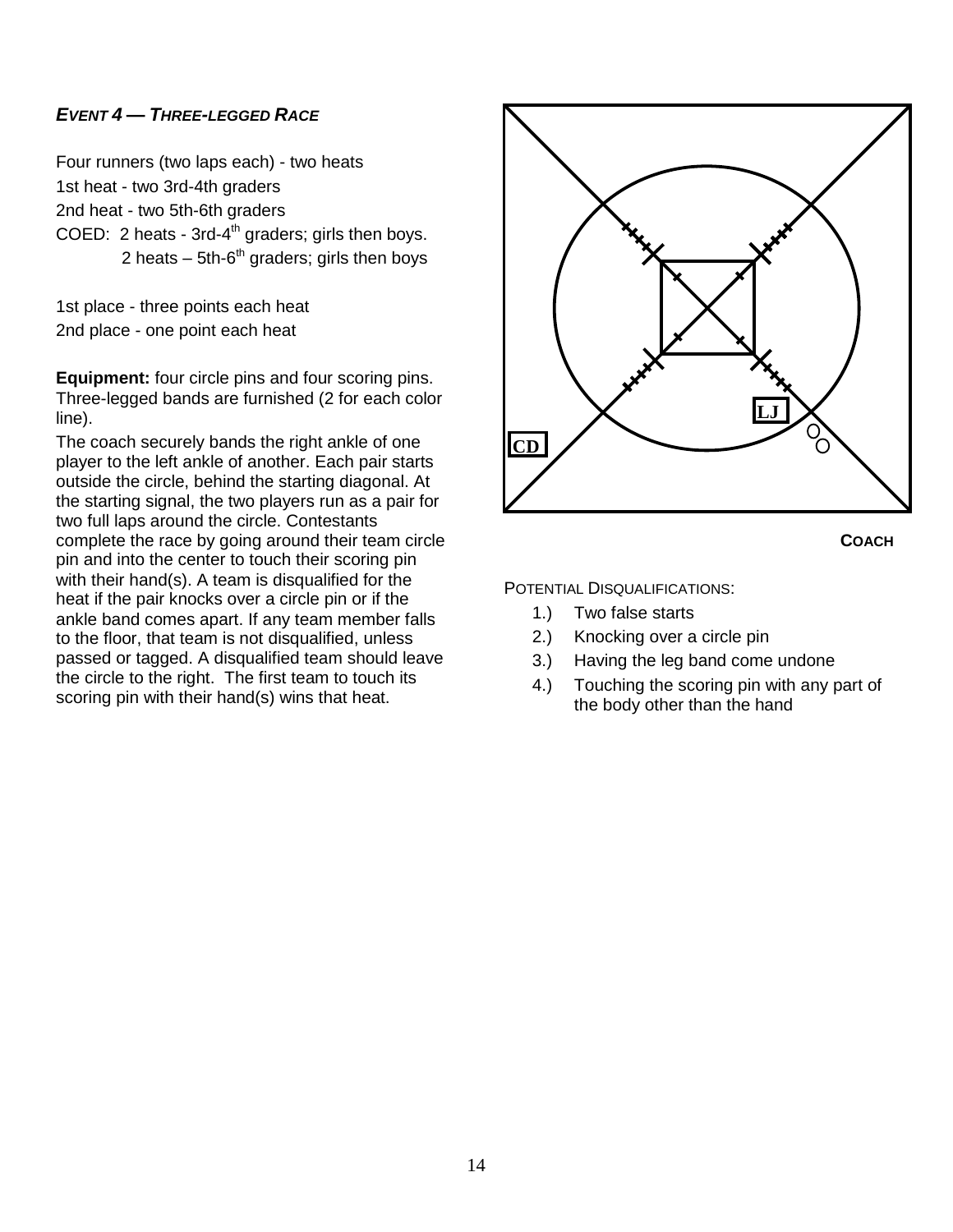### *EVENT 4 — THREE-LEGGED RACE*

Four runners (two laps each) - two heats
1st heat - two 3rd-4th graders
2nd heat - two 5th-6th graders
COED: 2 heats - 3rd-4th graders; girls then boys.
2 heats – 5th-6th graders; girls then boys

1st place - three points each heat
2nd place - one point each heat

**Equipment:** four circle pins and four scoring pins. Three-legged bands are furnished (2 for each color line).

The coach securely bands the right ankle of one player to the left ankle of another. Each pair starts outside the circle, behind the starting diagonal. At the starting signal, the two players run as a pair for two full laps around the circle. Contestants complete the race by going around their team circle pin and into the center to touch their scoring pin with their hand(s). A team is disqualified for the heat if the pair knocks over a circle pin or if the ankle band comes apart. If any team member falls to the floor, that team is not disqualified, unless passed or tagged. A disqualified team should leave the circle to the right. The first team to touch its scoring pin with their hand(s) wins that heat.

LJ

CD

COACH

POTENTIAL DISQUALIFICATIONS:

1.) Two false starts
2.) Knocking over a circle pin
3.) Having the leg band come undone
4.) Touching the scoring pin with any part of the body other than the hand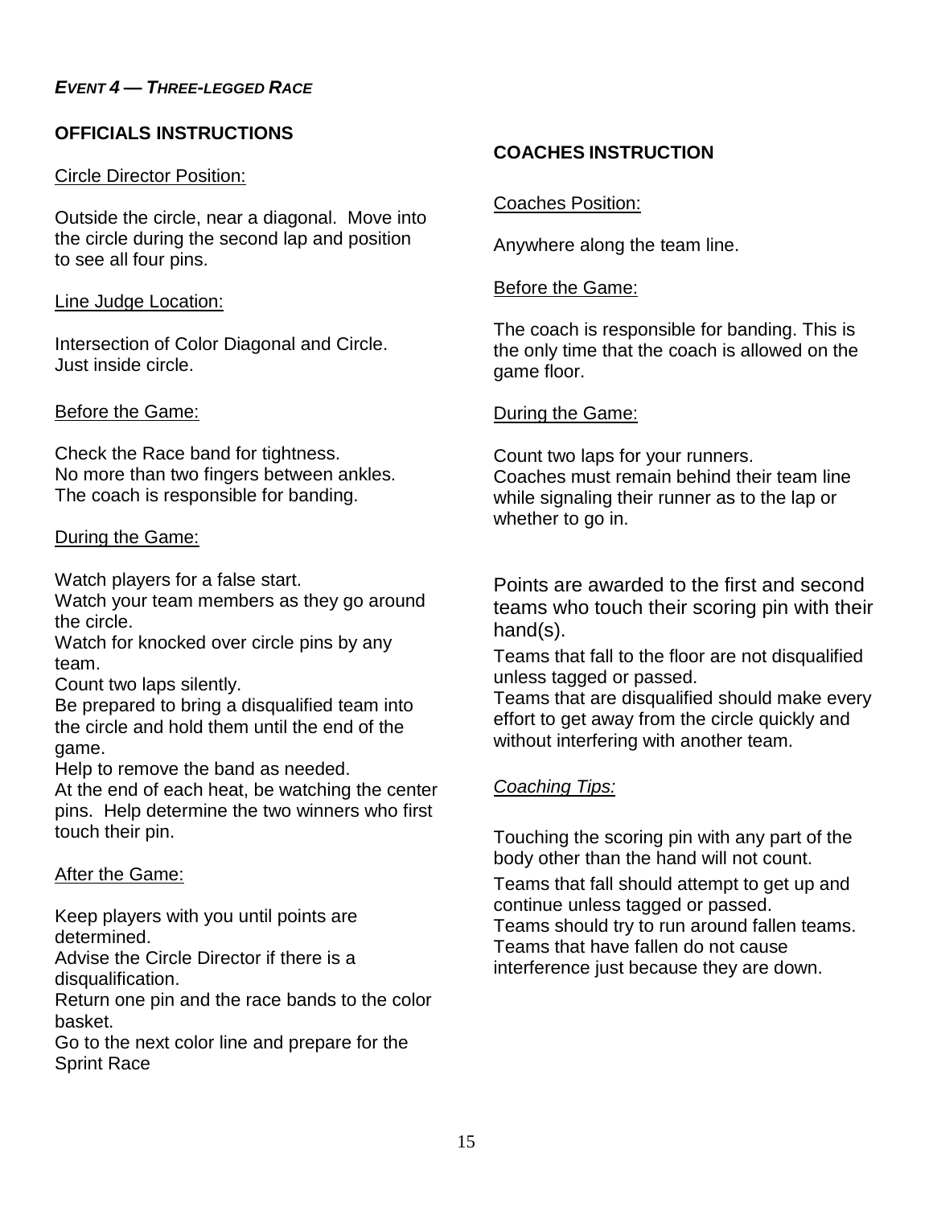***Event 4 — Three-legged Race***

## OFFICIALS INSTRUCTIONS

Circle Director Position:

Outside the circle, near a diagonal. Move into the circle during the second lap and position to see all four pins.

Line Judge Location:

Intersection of Color Diagonal and Circle.
Just inside circle.

Before the Game:

Check the Race band for tightness.
No more than two fingers between ankles.
The coach is responsible for banding.

During the Game:

Watch players for a false start.
Watch your team members as they go around the circle.
Watch for knocked over circle pins by any team.
Count two laps silently.
Be prepared to bring a disqualified team into the circle and hold them until the end of the game.
Help to remove the band as needed.
At the end of each heat, be watching the center pins. Help determine the two winners who first touch their pin.

After the Game:

Keep players with you until points are determined.
Advise the Circle Director if there is a disqualification.
Return one pin and the race bands to the color basket.
Go to the next color line and prepare for the Sprint Race

## COACHES INSTRUCTION

Coaches Position:

Anywhere along the team line.

Before the Game:

The coach is responsible for banding. This is the only time that the coach is allowed on the game floor.

During the Game:

Count two laps for your runners.
Coaches must remain behind their team line while signaling their runner as to the lap or whether to go in.

Points are awarded to the first and second teams who touch their scoring pin with their hand(s).

Teams that fall to the floor are not disqualified unless tagged or passed.
Teams that are disqualified should make every effort to get away from the circle quickly and without interfering with another team.

*Coaching Tips:*

Touching the scoring pin with any part of the body other than the hand will not count.

Teams that fall should attempt to get up and continue unless tagged or passed.
Teams should try to run around fallen teams.
Teams that have fallen do not cause interference just because they are down.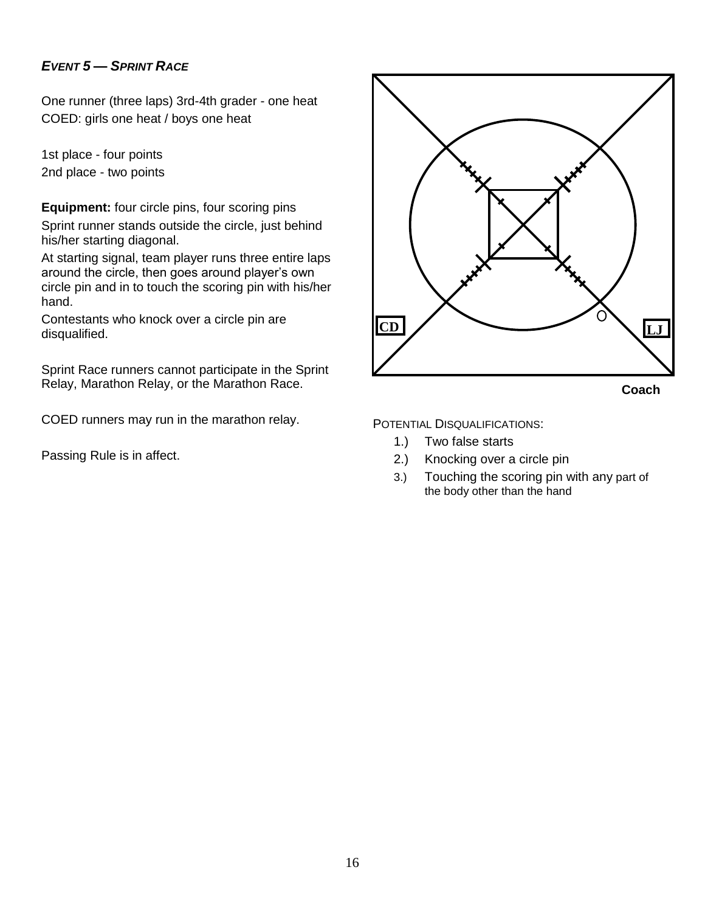## *EVENT 5 — SPRINT RACE*

One runner (three laps) 3rd-4th grader - one heat
COED: girls one heat / boys one heat

1st place - four points
2nd place - two points

**Equipment:** four circle pins, four scoring pins

Sprint runner stands outside the circle, just behind his/her starting diagonal.

At starting signal, team player runs three entire laps around the circle, then goes around player's own circle pin and in to touch the scoring pin with his/her hand.

Contestants who knock over a circle pin are disqualified.

Sprint Race runners cannot participate in the Sprint Relay, Marathon Relay, or the Marathon Race.

COED runners may run in the marathon relay.

Passing Rule is in affect.

CD

LJ

Coach

POTENTIAL DISQUALIFICATIONS:

1.) Two false starts
2.) Knocking over a circle pin
3.) Touching the scoring pin with any part of the body other than the hand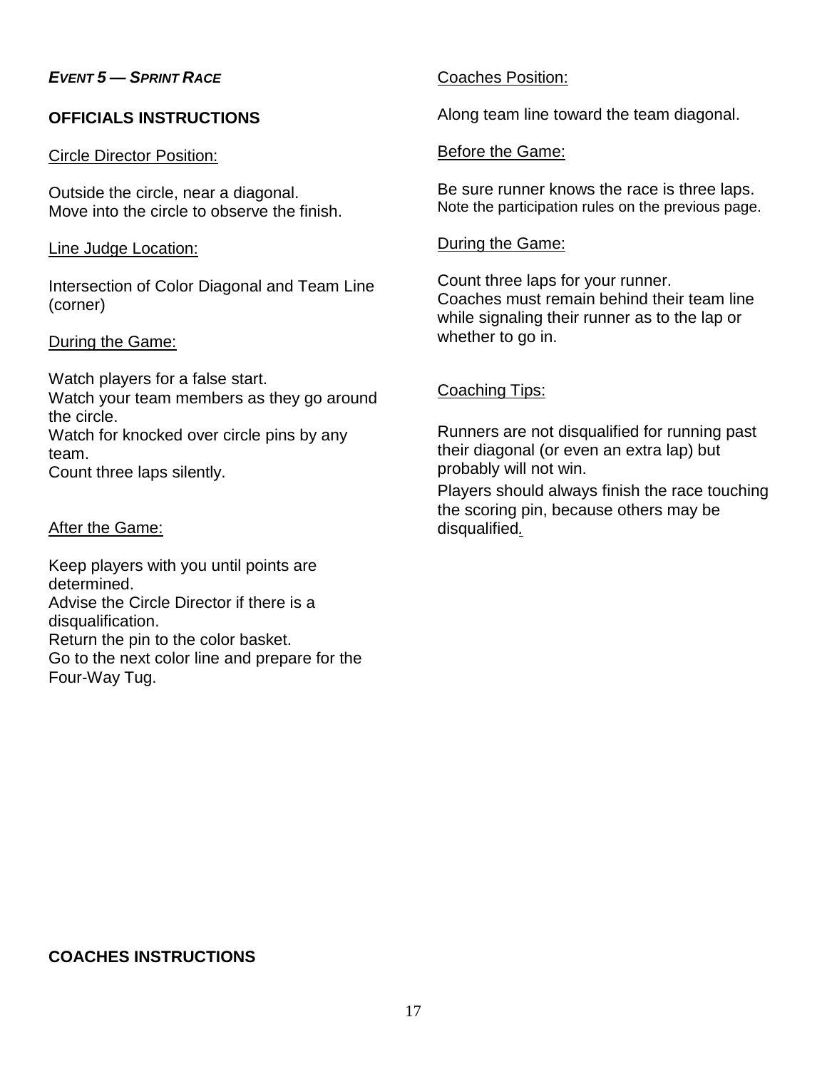***EVENT 5 — SPRINT RACE***

**OFFICIALS INSTRUCTIONS**

Circle Director Position:

Outside the circle, near a diagonal.
Move into the circle to observe the finish.

Line Judge Location:

Intersection of Color Diagonal and Team Line (corner)

During the Game:

Watch players for a false start.
Watch your team members as they go around the circle.
Watch for knocked over circle pins by any team.
Count three laps silently.

After the Game:

Keep players with you until points are determined.
Advise the Circle Director if there is a disqualification.
Return the pin to the color basket.
Go to the next color line and prepare for the Four-Way Tug.

**COACHES INSTRUCTIONS**

Coaches Position:

Along team line toward the team diagonal.

Before the Game:

Be sure runner knows the race is three laps.
Note the participation rules on the previous page.

During the Game:

Count three laps for your runner.
Coaches must remain behind their team line while signaling their runner as to the lap or whether to go in.

Coaching Tips:

Runners are not disqualified for running past their diagonal (or even an extra lap) but probably will not win.
Players should always finish the race touching the scoring pin, because others may be disqualified.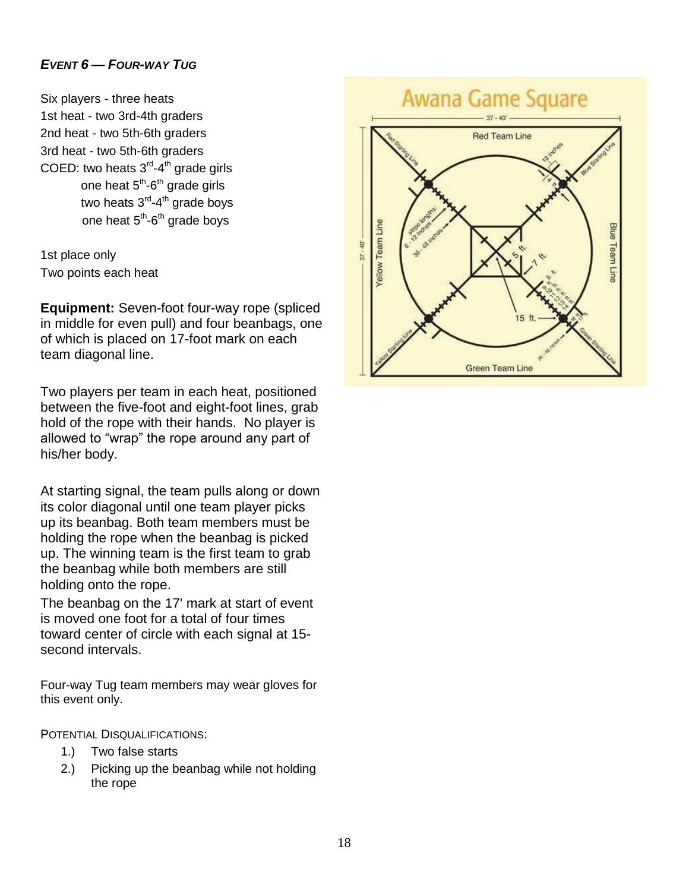### *EVENT 6 — FOUR-WAY TUG*

Six players - three heats
1st heat - two 3rd-4th graders
2nd heat - two 5th-6th graders
3rd heat - two 5th-6th graders
COED: two heats 3rd-4th grade girls
one heat 5th-6th grade girls
two heats 3rd-4th grade boys
one heat 5th-6th grade boys

1st place only
Two points each heat

**Equipment:** Seven-foot four-way rope (spliced in middle for even pull) and four beanbags, one of which is placed on 17-foot mark on each team diagonal line.

Two players per team in each heat, positioned between the five-foot and eight-foot lines, grab hold of the rope with their hands. No player is allowed to "wrap" the rope around any part of his/her body.

At starting signal, the team pulls along or down its color diagonal until one team player picks up its beanbag. Both team members must be holding the rope when the beanbag is picked up. The winning team is the first team to grab the beanbag while both members are still holding onto the rope.
The beanbag on the 17' mark at start of event is moved one foot for a total of four times toward center of circle with each signal at 15-second intervals.

Four-way Tug team members may wear gloves for this event only.

POTENTIAL DISQUALIFICATIONS:

1.) Two false starts
2.) Picking up the beanbag while not holding the rope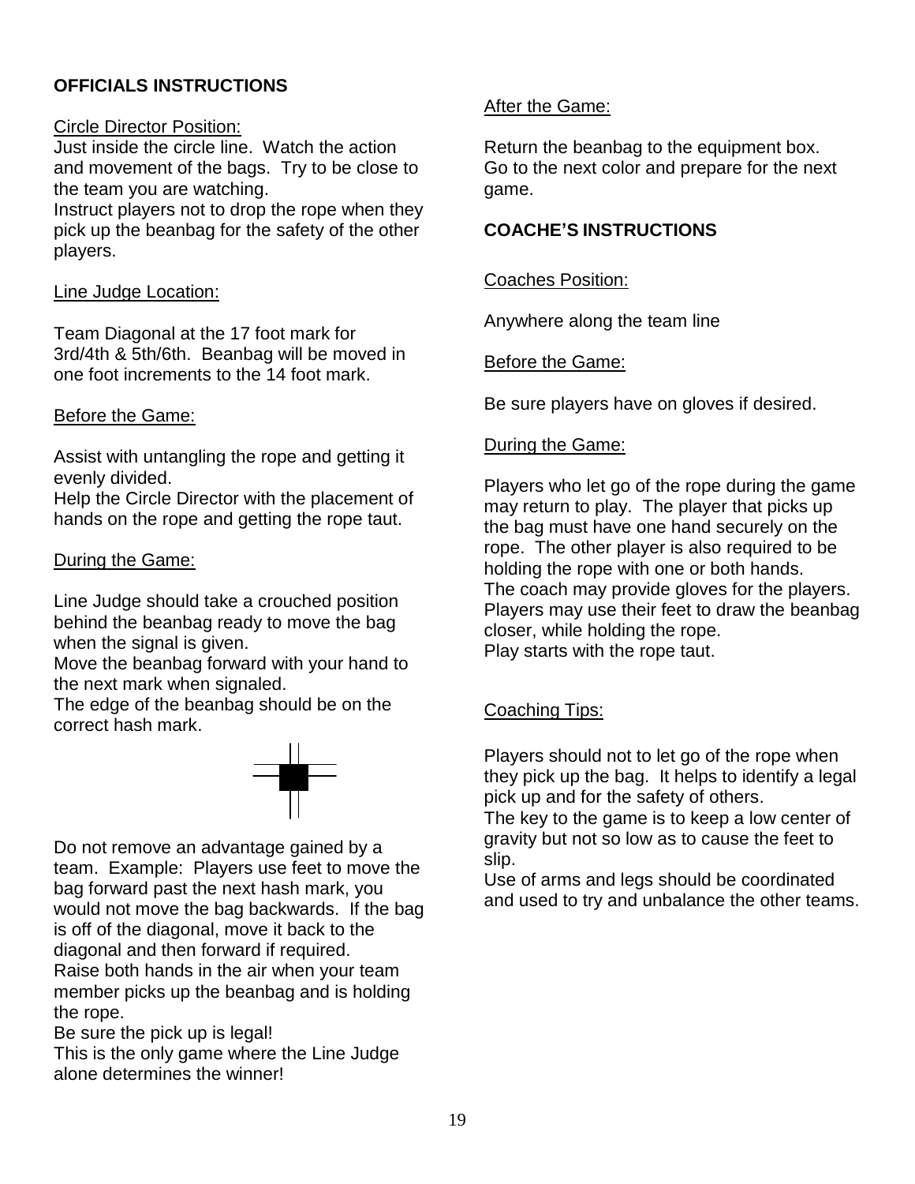## OFFICIALS INSTRUCTIONS

Circle Director Position:

Just inside the circle line. Watch the action and movement of the bags. Try to be close to the team you are watching.
Instruct players not to drop the rope when they pick up the beanbag for the safety of the other players.

Line Judge Location:

Team Diagonal at the 17 foot mark for 3rd/4th & 5th/6th. Beanbag will be moved in one foot increments to the 14 foot mark.

Before the Game:

Assist with untangling the rope and getting it evenly divided.
Help the Circle Director with the placement of hands on the rope and getting the rope taut.

During the Game:

Line Judge should take a crouched position behind the beanbag ready to move the bag when the signal is given.
Move the beanbag forward with your hand to the next mark when signaled.
The edge of the beanbag should be on the correct hash mark.

Do not remove an advantage gained by a team. Example: Players use feet to move the bag forward past the next hash mark, you would not move the bag backwards. If the bag is off of the diagonal, move it back to the diagonal and then forward if required.
Raise both hands in the air when your team member picks up the beanbag and is holding the rope.
Be sure the pick up is legal!
This is the only game where the Line Judge alone determines the winner!

After the Game:

Return the beanbag to the equipment box.
Go to the next color and prepare for the next game.

## COACHE'S INSTRUCTIONS

Coaches Position:

Anywhere along the team line

Before the Game:

Be sure players have on gloves if desired.

During the Game:

Players who let go of the rope during the game may return to play. The player that picks up the bag must have one hand securely on the rope. The other player is also required to be holding the rope with one or both hands.
The coach may provide gloves for the players.
Players may use their feet to draw the beanbag closer, while holding the rope.
Play starts with the rope taut.

Coaching Tips:

Players should not to let go of the rope when they pick up the bag. It helps to identify a legal pick up and for the safety of others.
The key to the game is to keep a low center of gravity but not so low as to cause the feet to slip.
Use of arms and legs should be coordinated and used to try and unbalance the other teams.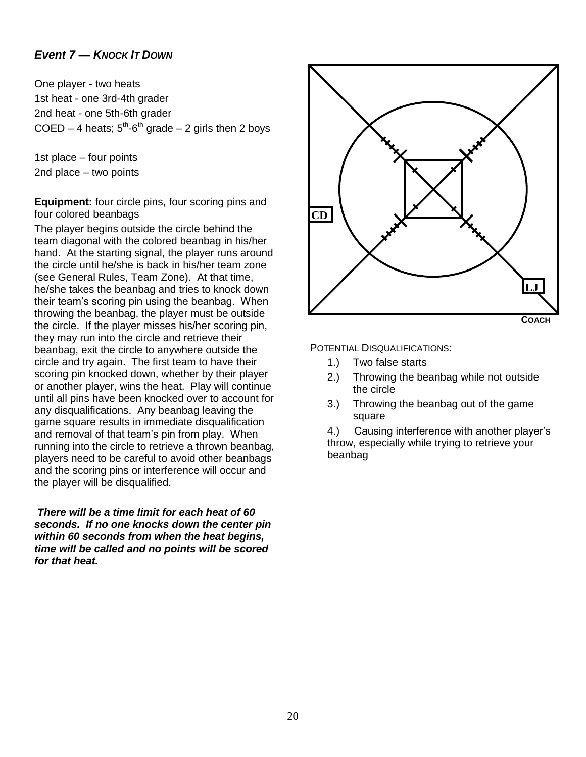### *Event 7 — Knock It Down*

One player - two heats
1st heat - one 3rd-4th grader
2nd heat - one 5th-6th grader
COED – 4 heats; 5th-6th grade – 2 girls then 2 boys

1st place – four points
2nd place – two points

**Equipment:** four circle pins, four scoring pins and four colored beanbags

The player begins outside the circle behind the team diagonal with the colored beanbag in his/her hand. At the starting signal, the player runs around the circle until he/she is back in his/her team zone (see General Rules, Team Zone). At that time, he/she takes the beanbag and tries to knock down their team's scoring pin using the beanbag. When throwing the beanbag, the player must be outside the circle. If the player misses his/her scoring pin, they may run into the circle and retrieve their beanbag, exit the circle to anywhere outside the circle and try again. The first team to have their scoring pin knocked down, whether by their player or another player, wins the heat. Play will continue until all pins have been knocked over to account for any disqualifications. Any beanbag leaving the game square results in immediate disqualification and removal of that team's pin from play. When running into the circle to retrieve a thrown beanbag, players need to be careful to avoid other beanbags and the scoring pins or interference will occur and the player will be disqualified.

***There will be a time limit for each heat of 60 seconds. If no one knocks down the center pin within 60 seconds from when the heat begins, time will be called and no points will be scored for that heat.***

CD

LJ

COACH

POTENTIAL DISQUALIFICATIONS:

1.) Two false starts
2.) Throwing the beanbag while not outside the circle
3.) Throwing the beanbag out of the game square
4.) Causing interference with another player's throw, especially while trying to retrieve your beanbag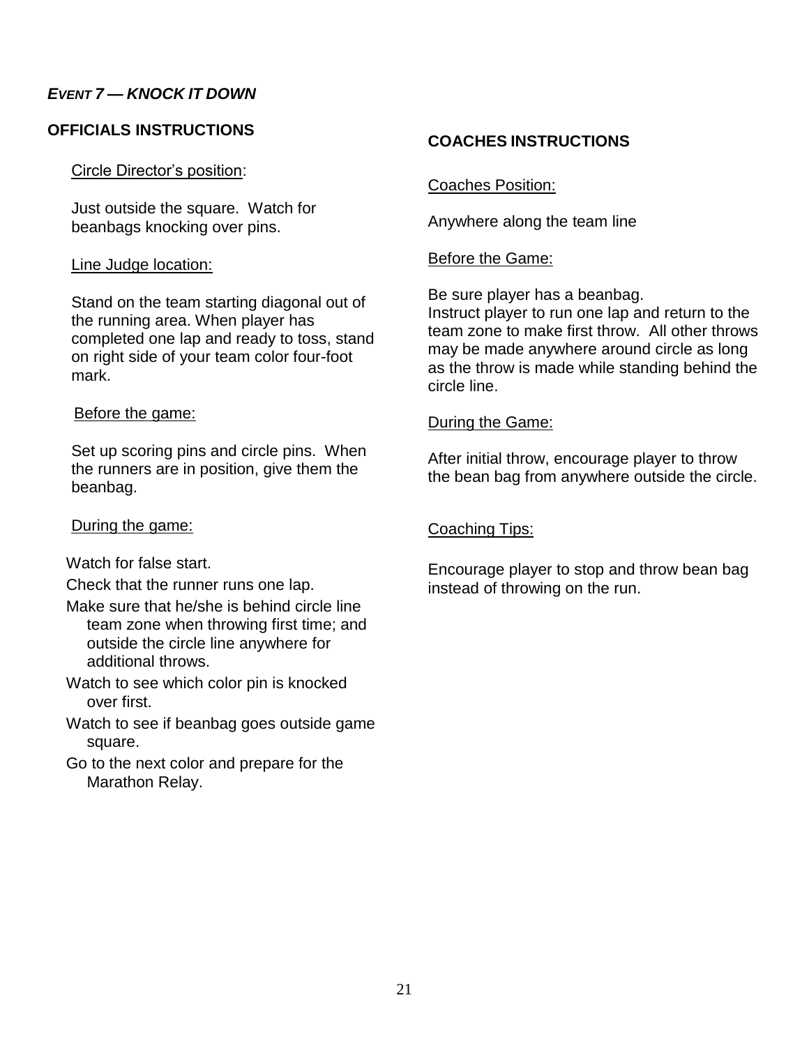## *EVENT 7 — KNOCK IT DOWN*

### OFFICIALS INSTRUCTIONS

Circle Director's position:

Just outside the square. Watch for beanbags knocking over pins.

Line Judge location:

Stand on the team starting diagonal out of the running area. When player has completed one lap and ready to toss, stand on right side of your team color four-foot mark.

Before the game:

Set up scoring pins and circle pins. When the runners are in position, give them the beanbag.

During the game:

- Watch for false start.
- Check that the runner runs one lap.
- Make sure that he/she is behind circle line team zone when throwing first time; and outside the circle line anywhere for additional throws.
- Watch to see which color pin is knocked over first.
- Watch to see if beanbag goes outside game square.
- Go to the next color and prepare for the Marathon Relay.

### COACHES INSTRUCTIONS

Coaches Position:

Anywhere along the team line

Before the Game:

Be sure player has a beanbag.
Instruct player to run one lap and return to the team zone to make first throw. All other throws may be made anywhere around circle as long as the throw is made while standing behind the circle line.

During the Game:

After initial throw, encourage player to throw the bean bag from anywhere outside the circle.

Coaching Tips:

Encourage player to stop and throw bean bag instead of throwing on the run.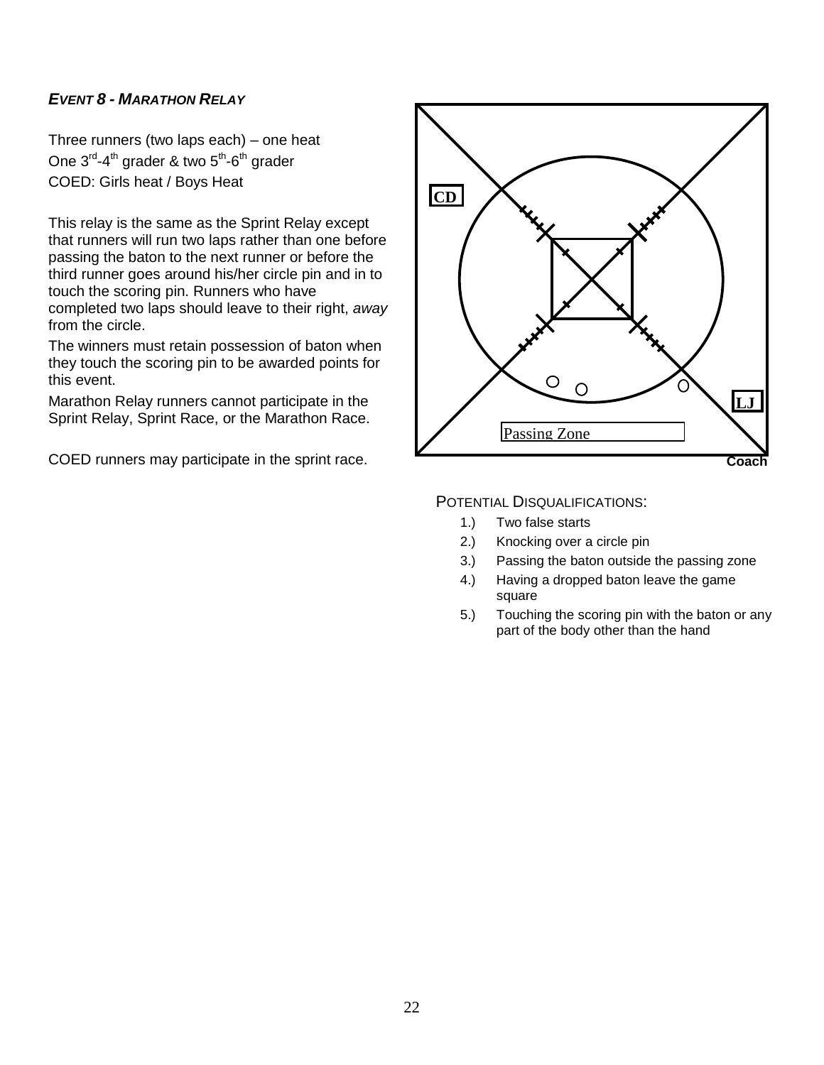## *EVENT 8 - MARATHON RELAY*

Three runners (two laps each) – one heat
One 3rd-4th grader & two 5th-6th grader
COED: Girls heat / Boys Heat

This relay is the same as the Sprint Relay except that runners will run two laps rather than one before passing the baton to the next runner or before the third runner goes around his/her circle pin and in to touch the scoring pin. Runners who have completed two laps should leave to their right, *away* from the circle.

The winners must retain possession of baton when they touch the scoring pin to be awarded points for this event.

Marathon Relay runners cannot participate in the Sprint Relay, Sprint Race, or the Marathon Race.

COED runners may participate in the sprint race.

CD

LJ

Passing Zone

Coach

POTENTIAL DISQUALIFICATIONS:

1.) Two false starts
2.) Knocking over a circle pin
3.) Passing the baton outside the passing zone
4.) Having a dropped baton leave the game square
5.) Touching the scoring pin with the baton or any part of the body other than the hand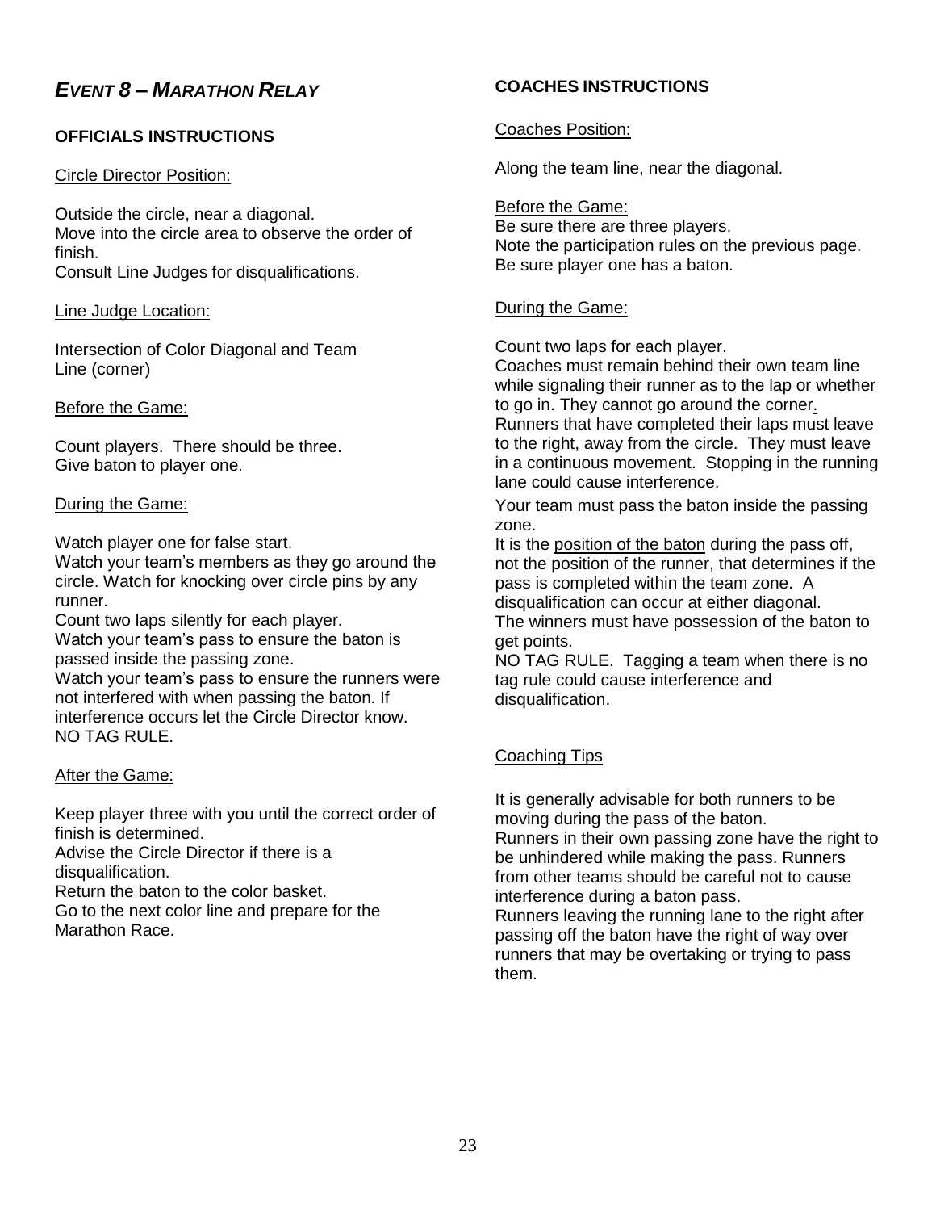# *Event 8 – Marathon Relay*

## OFFICIALS INSTRUCTIONS

Circle Director Position:

Outside the circle, near a diagonal.
Move into the circle area to observe the order of finish.
Consult Line Judges for disqualifications.

Line Judge Location:

Intersection of Color Diagonal and Team Line (corner)

Before the Game:

Count players. There should be three.
Give baton to player one.

During the Game:

Watch player one for false start.
Watch your team's members as they go around the circle. Watch for knocking over circle pins by any runner.
Count two laps silently for each player.
Watch your team's pass to ensure the baton is passed inside the passing zone.
Watch your team's pass to ensure the runners were not interfered with when passing the baton. If interference occurs let the Circle Director know.
NO TAG RULE.

After the Game:

Keep player three with you until the correct order of finish is determined.
Advise the Circle Director if there is a disqualification.
Return the baton to the color basket.
Go to the next color line and prepare for the Marathon Race.

## COACHES INSTRUCTIONS

Coaches Position:

Along the team line, near the diagonal.

Before the Game:
Be sure there are three players.
Note the participation rules on the previous page.
Be sure player one has a baton.

During the Game:

Count two laps for each player.
Coaches must remain behind their own team line while signaling their runner as to the lap or whether to go in. They cannot go around the corner.
Runners that have completed their laps must leave to the right, away from the circle. They must leave in a continuous movement. Stopping in the running lane could cause interference.

Your team must pass the baton inside the passing zone.
It is the position of the baton during the pass off, not the position of the runner, that determines if the pass is completed within the team zone. A disqualification can occur at either diagonal.
The winners must have possession of the baton to get points.
NO TAG RULE. Tagging a team when there is no tag rule could cause interference and disqualification.

Coaching Tips

It is generally advisable for both runners to be moving during the pass of the baton.
Runners in their own passing zone have the right to be unhindered while making the pass. Runners from other teams should be careful not to cause interference during a baton pass.
Runners leaving the running lane to the right after passing off the baton have the right of way over runners that may be overtaking or trying to pass them.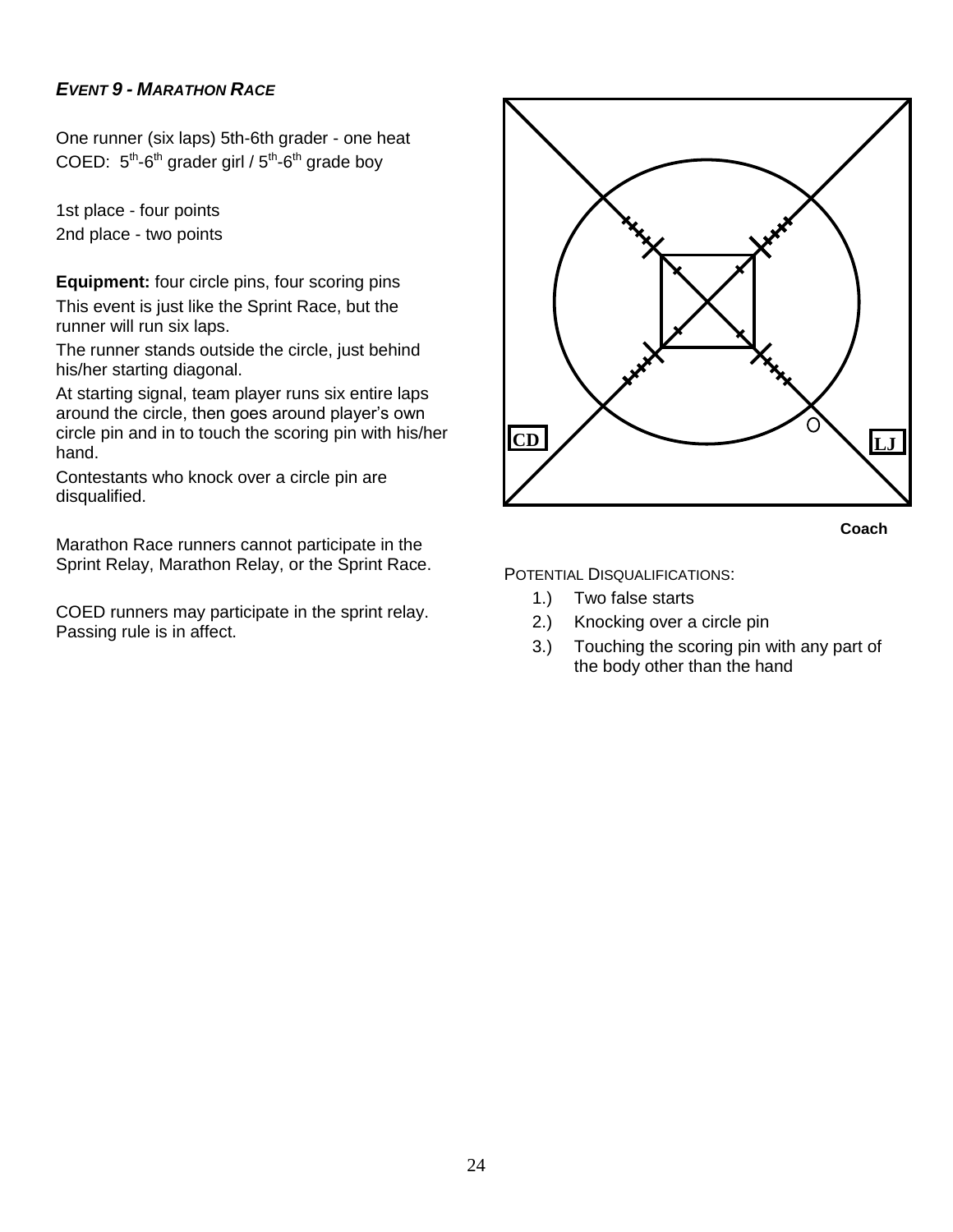### *EVENT 9 - MARATHON RACE*

One runner (six laps) 5th-6th grader - one heat
COED: 5th-6th grader girl / 5th-6th grade boy

1st place - four points
2nd place - two points

**Equipment:** four circle pins, four scoring pins

This event is just like the Sprint Race, but the runner will run six laps.

The runner stands outside the circle, just behind his/her starting diagonal.

At starting signal, team player runs six entire laps around the circle, then goes around player's own circle pin and in to touch the scoring pin with his/her hand.

Contestants who knock over a circle pin are disqualified.

Marathon Race runners cannot participate in the Sprint Relay, Marathon Relay, or the Sprint Race.

COED runners may participate in the sprint relay. Passing rule is in affect.

CD

LJ

Coach

POTENTIAL DISQUALIFICATIONS:

1.) Two false starts
2.) Knocking over a circle pin
3.) Touching the scoring pin with any part of the body other than the hand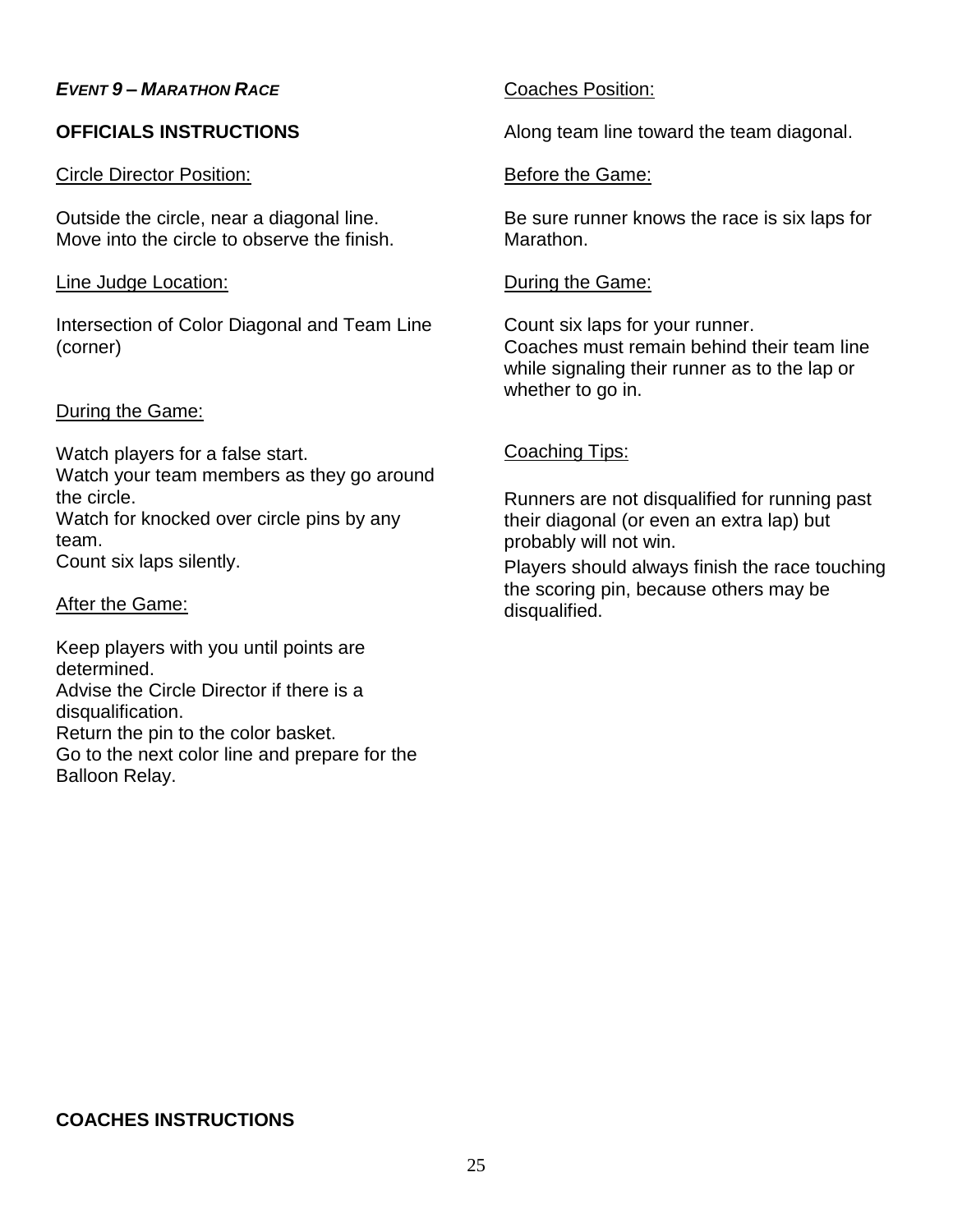***EVENT 9 – MARATHON RACE***

**OFFICIALS INSTRUCTIONS**

Circle Director Position:

Outside the circle, near a diagonal line.
Move into the circle to observe the finish.

Line Judge Location:

Intersection of Color Diagonal and Team Line (corner)

During the Game:

Watch players for a false start.
Watch your team members as they go around the circle.
Watch for knocked over circle pins by any team.
Count six laps silently.

After the Game:

Keep players with you until points are determined.
Advise the Circle Director if there is a disqualification.
Return the pin to the color basket.
Go to the next color line and prepare for the Balloon Relay.

**COACHES INSTRUCTIONS**

Coaches Position:

Along team line toward the team diagonal.

Before the Game:

Be sure runner knows the race is six laps for Marathon.

During the Game:

Count six laps for your runner.
Coaches must remain behind their team line while signaling their runner as to the lap or whether to go in.

Coaching Tips:

Runners are not disqualified for running past their diagonal (or even an extra lap) but probably will not win.

Players should always finish the race touching the scoring pin, because others may be disqualified.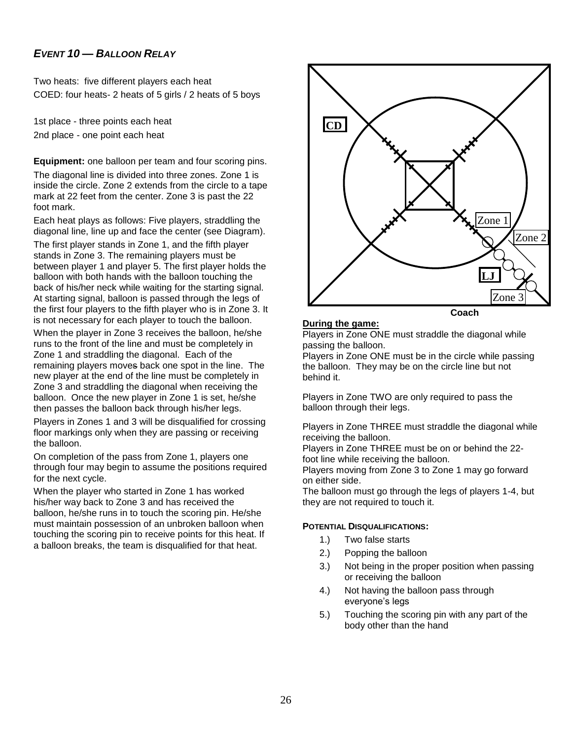## *EVENT 10 — BALLOON RELAY*

Two heats: five different players each heat
COED: four heats- 2 heats of 5 girls / 2 heats of 5 boys

1st place - three points each heat
2nd place - one point each heat

**Equipment:** one balloon per team and four scoring pins.

The diagonal line is divided into three zones. Zone 1 is inside the circle. Zone 2 extends from the circle to a tape mark at 22 feet from the center. Zone 3 is past the 22 foot mark.

Each heat plays as follows: Five players, straddling the diagonal line, line up and face the center (see Diagram).

The first player stands in Zone 1, and the fifth player stands in Zone 3. The remaining players must be between player 1 and player 5. The first player holds the balloon with both hands with the balloon touching the back of his/her neck while waiting for the starting signal. At starting signal, balloon is passed through the legs of the first four players to the fifth player who is in Zone 3. It is not necessary for each player to touch the balloon.

When the player in Zone 3 receives the balloon, he/she runs to the front of the line and must be completely in Zone 1 and straddling the diagonal. Each of the remaining players moves back one spot in the line. The new player at the end of the line must be completely in Zone 3 and straddling the diagonal when receiving the balloon. Once the new player in Zone 1 is set, he/she then passes the balloon back through his/her legs.

Players in Zones 1 and 3 will be disqualified for crossing floor markings only when they are passing or receiving the balloon.

On completion of the pass from Zone 1, players one through four may begin to assume the positions required for the next cycle.

When the player who started in Zone 1 has worked his/her way back to Zone 3 and has received the balloon, he/she runs in to touch the scoring pin. He/she must maintain possession of an unbroken balloon when touching the scoring pin to receive points for this heat. If a balloon breaks, the team is disqualified for that heat.

CD

Zone 1

Zone 2

LJ

Zone 3

Coach

**During the game:**

Players in Zone ONE must straddle the diagonal while passing the balloon.
Players in Zone ONE must be in the circle while passing the balloon. They may be on the circle line but not behind it.

Players in Zone TWO are only required to pass the balloon through their legs.

Players in Zone THREE must straddle the diagonal while receiving the balloon.
Players in Zone THREE must be on or behind the 22-foot line while receiving the balloon.
Players moving from Zone 3 to Zone 1 may go forward on either side.
The balloon must go through the legs of players 1-4, but they are not required to touch it.

**POTENTIAL DISQUALIFICATIONS:**

1.) Two false starts
2.) Popping the balloon
3.) Not being in the proper position when passing or receiving the balloon
4.) Not having the balloon pass through everyone's legs
5.) Touching the scoring pin with any part of the body other than the hand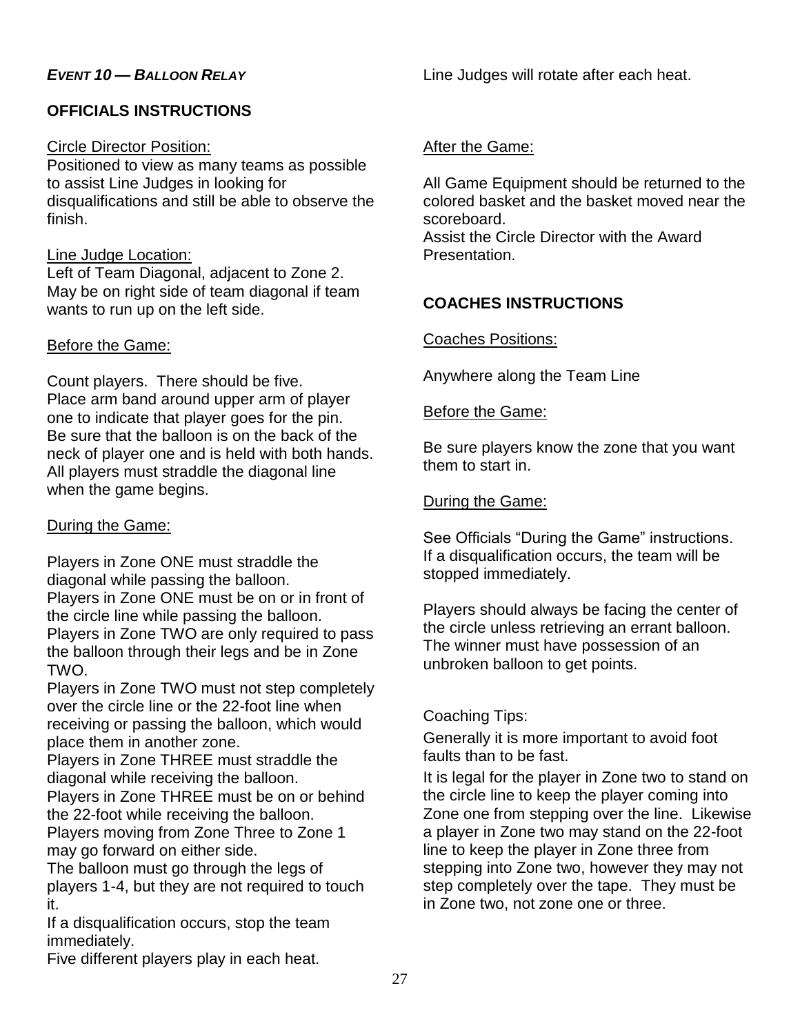***Event 10 — Balloon Relay***

## OFFICIALS INSTRUCTIONS

Circle Director Position:

Positioned to view as many teams as possible to assist Line Judges in looking for disqualifications and still be able to observe the finish.

Line Judge Location:

Left of Team Diagonal, adjacent to Zone 2. May be on right side of team diagonal if team wants to run up on the left side.

Before the Game:

Count players. There should be five.
Place arm band around upper arm of player one to indicate that player goes for the pin.
Be sure that the balloon is on the back of the neck of player one and is held with both hands.
All players must straddle the diagonal line when the game begins.

During the Game:

Players in Zone ONE must straddle the diagonal while passing the balloon.
Players in Zone ONE must be on or in front of the circle line while passing the balloon.
Players in Zone TWO are only required to pass the balloon through their legs and be in Zone TWO.
Players in Zone TWO must not step completely over the circle line or the 22-foot line when receiving or passing the balloon, which would place them in another zone.
Players in Zone THREE must straddle the diagonal while receiving the balloon.
Players in Zone THREE must be on or behind the 22-foot while receiving the balloon.
Players moving from Zone Three to Zone 1 may go forward on either side.
The balloon must go through the legs of players 1-4, but they are not required to touch it.
If a disqualification occurs, stop the team immediately.
Five different players play in each heat.
Line Judges will rotate after each heat.

After the Game:

All Game Equipment should be returned to the colored basket and the basket moved near the scoreboard.
Assist the Circle Director with the Award Presentation.

## COACHES INSTRUCTIONS

Coaches Positions:

Anywhere along the Team Line

Before the Game:

Be sure players know the zone that you want them to start in.

During the Game:

See Officials "During the Game" instructions.
If a disqualification occurs, the team will be stopped immediately.

Players should always be facing the center of the circle unless retrieving an errant balloon.
The winner must have possession of an unbroken balloon to get points.

Coaching Tips:

Generally it is more important to avoid foot faults than to be fast.

It is legal for the player in Zone two to stand on the circle line to keep the player coming into Zone one from stepping over the line. Likewise a player in Zone two may stand on the 22-foot line to keep the player in Zone three from stepping into Zone two, however they may not step completely over the tape. They must be in Zone two, not zone one or three.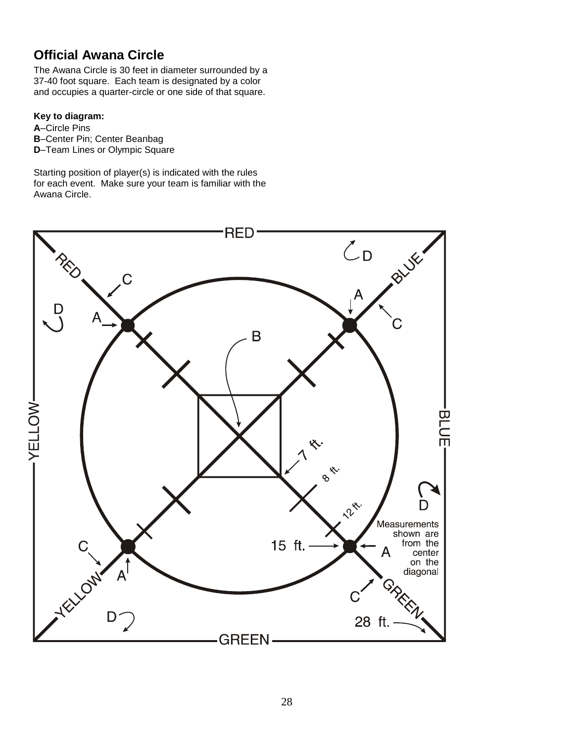## Official Awana Circle

The Awana Circle is 30 feet in diameter surrounded by a 37-40 foot square. Each team is designated by a color and occupies a quarter-circle or one side of that square.

**Key to diagram:**

**A**–Circle Pins
**B**–Center Pin; Center Beanbag
**D**–Team Lines or Olympic Square

Starting position of player(s) is indicated with the rules for each event. Make sure your team is familiar with the Awana Circle.

RED
BLUE
GREEN
YELLOW
RED
BLUE
GREEN
YELLOW
A
B
C
D
7 ft.
8 ft.
12 ft.
15 ft.
28 ft.
Measurements shown are from the center on the diagonal